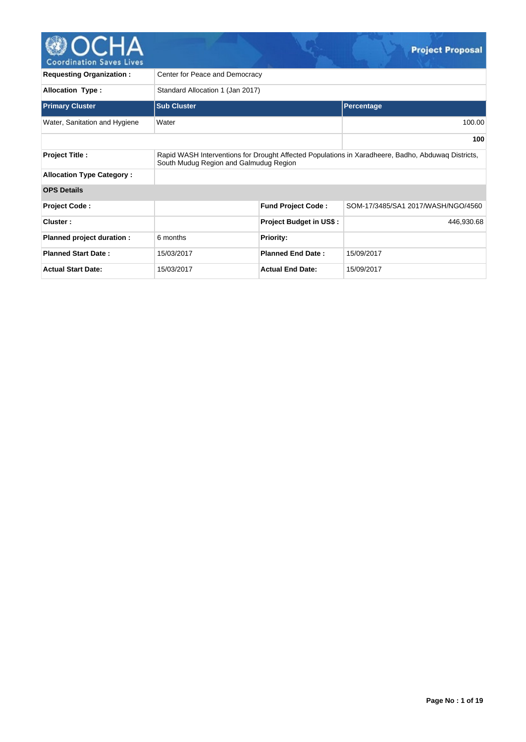# Project Proposal

| | | | |
|---|---|---|---|
| **Requesting Organization :** | Center for Peace and Democracy | | |
| **Allocation Type :** | Standard Allocation 1 (Jan 2017) | | |

| Primary Cluster | Sub Cluster | Percentage |
|---|---|---|
| Water, Sanitation and Hygiene | Water | 100.00 |
| | | **100** |

| | |
|---|---|
| **Project Title :** | Rapid WASH Interventions for Drought Affected Populations in Xaradheere, Badho, Abduwaq Districts, South Mudug Region and Galmudug Region |
| **Allocation Type Category :** | |

**OPS Details**

| | | | |
|---|---|---|---|
| **Project Code :** | | **Fund Project Code :** | SOM-17/3485/SA1 2017/WASH/NGO/4560 |
| **Cluster :** | | **Project Budget in US$ :** | 446,930.68 |
| **Planned project duration :** | 6 months | **Priority:** | |
| **Planned Start Date :** | 15/03/2017 | **Planned End Date :** | 15/09/2017 |
| **Actual Start Date:** | 15/03/2017 | **Actual End Date:** | 15/09/2017 |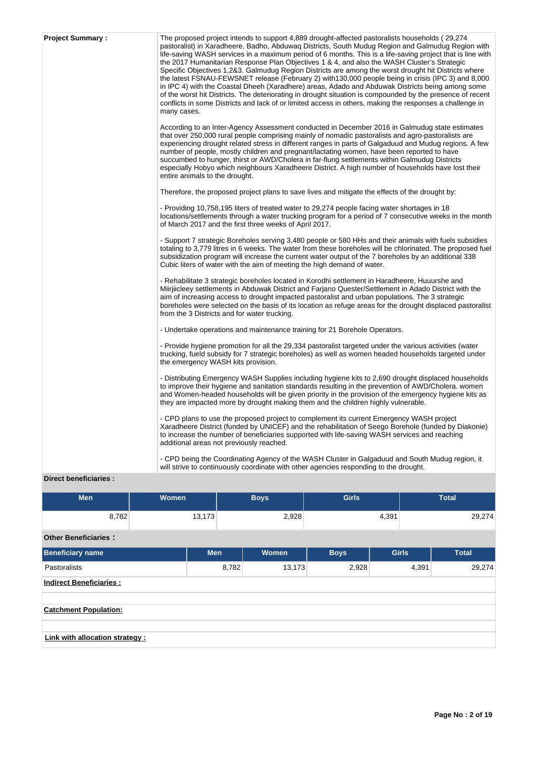**Project Summary :**

The proposed project intends to support 4,889 drought-affected pastoralists households ( 29,274 pastoralist) in Xaradheere, Badho, Abduwaq Districts, South Mudug Region and Galmudug Region with life-saving WASH services in a maximum period of 6 months. This is a life-saving project that is line with the 2017 Humanitarian Response Plan Objectives 1 & 4, and also the WASH Cluster's Strategic Specific Objectives 1,2&3. Galmudug Region Districts are among the worst drought hit Districts where the latest FSNAU-FEWSNET release (February 2) with130,000 people being in crisis (IPC 3) and 8,000 in IPC 4) with the Coastal Dheeh (Xaradhere) areas, Adado and Abduwak Districts being among some of the worst hit Districts. The deteriorating in drought situation is compounded by the presence of recent conflicts in some Districts and lack of or limited access in others, making the responses a challenge in many cases.

According to an Inter-Agency Assessment conducted in December 2016 in Galmudug state estimates that over 250,000 rural people comprising mainly of nomadic pastoralists and agro-pastoralists are experiencing drought related stress in different ranges in parts of Galgaduud and Mudug regions. A few number of people, mostly children and pregnant/lactating women, have been reported to have succumbed to hunger, thirst or AWD/Cholera in far-flung settlements within Galmudug Districts especially Hobyo which neighbours Xaradheere District. A high number of households have lost their entire animals to the drought.

Therefore, the proposed project plans to save lives and mitigate the effects of the drought by:

- Providing 10,758,195 liters of treated water to 29,274 people facing water shortages in 18 locations/settlements through a water trucking program for a period of 7 consecutive weeks in the month of March 2017 and the first three weeks of April 2017.

- Support 7 strategic Boreholes serving 3,480 people or 580 HHs and their animals with fuels subsidies totaling to 3,779 litres in 6 weeks. The water from these boreholes will be chlorinated. The proposed fuel subsidization program will increase the current water output of the 7 boreholes by an additional 338 Cubic liters of water with the aim of meeting the high demand of water.

- Rehabilitate 3 strategic boreholes located in Korodhi settlement in Haradheere, Huuurshe and Miirjiicleey settlements in Abduwak District and Farjano Quester/Settlement in Adado District with the aim of increasing access to drought impacted pastoralist and urban populations. The 3 strategic boreholes were selected on the basis of its location as refuge areas for the drought displaced pastoralist from the 3 Districts and for water trucking.

- Undertake operations and maintenance training for 21 Borehole Operators.

- Provide hygiene promotion for all the 29,334 pastoralist targeted under the various activities (water trucking, fueld subsidy for 7 strategic boreholes) as well as women headed households targeted under the emergency WASH kits provision.

- Distributing Emergency WASH Supplies including hygiene kits to 2,690 drought displaced households to improve their hygiene and sanitation standards resulting in the prevention of AWD/Cholera. women and Women-headed households will be given priority in the provision of the emergency hygiene kits as they are impacted more by drought making them and the children highly vulnerable.

- CPD plans to use the proposed project to complement its current Emergency WASH project Xaradheere District (funded by UNICEF) and the rehabilitation of Seego Borehole (funded by Diakonie) to increase the number of beneficiaries supported with life-saving WASH services and reaching additional areas not previously reached.

- CPD being the Coordinating Agency of the WASH Cluster in Galgaduud and South Mudug region, it will strive to continuously coordinate with other agencies responding to the drought.

**Direct beneficiaries :**

| Men | Women | Boys | Girls | Total |
|---|---|---|---|---|
| 8,782 | 13,173 | 2,928 | 4,391 | 29,274 |

**Other Beneficiaries :**

| Beneficiary name | Men | Women | Boys | Girls | Total |
|---|---|---|---|---|---|
| Pastoralists | 8,782 | 13,173 | 2,928 | 4,391 | 29,274 |

**Indirect Beneficiaries :**

**Catchment Population:**

**Link with allocation strategy :**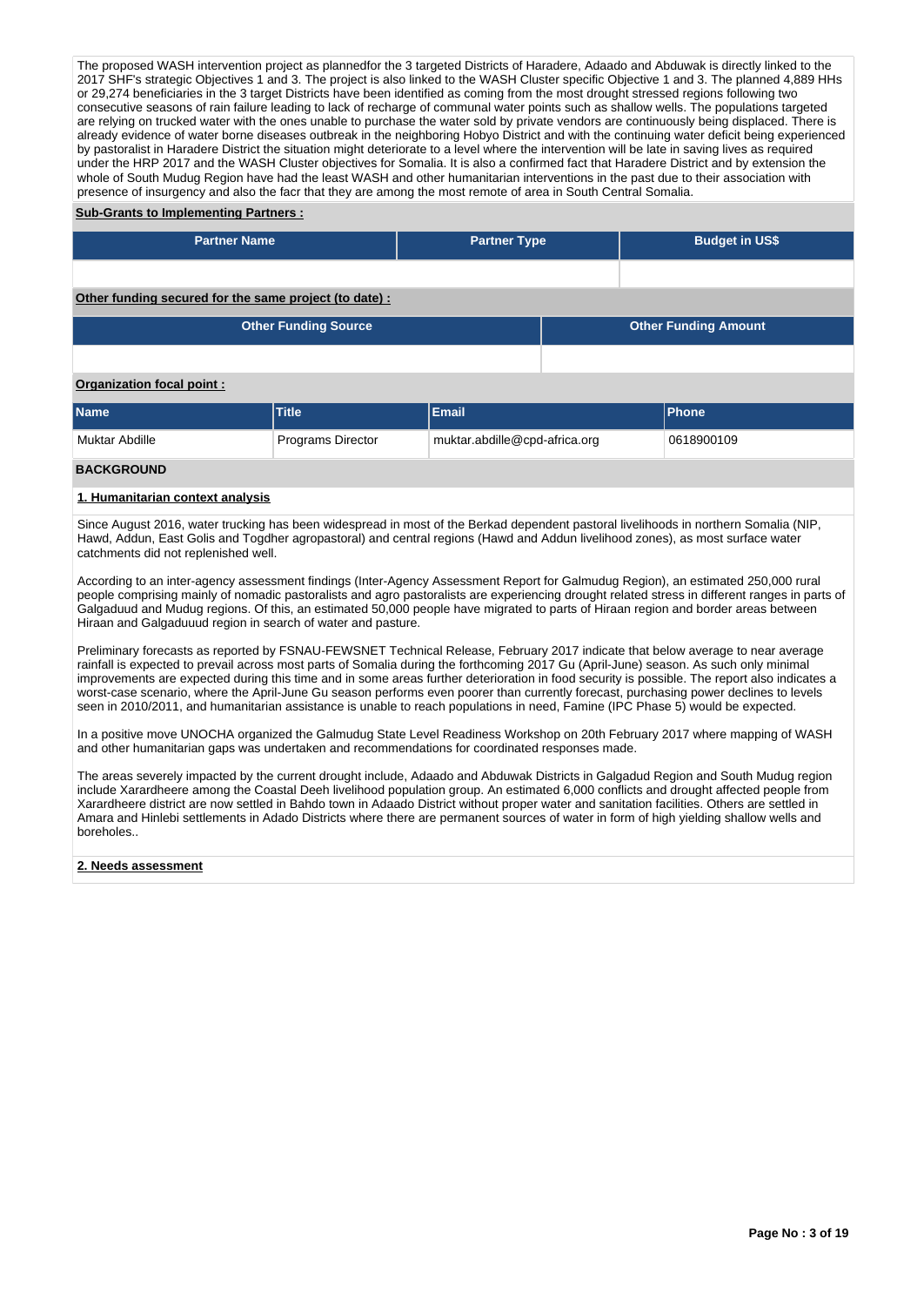The proposed WASH intervention project as plannedfor the 3 targeted Districts of Haradere, Adaado and Abduwak is directly linked to the 2017 SHF's strategic Objectives 1 and 3. The project is also linked to the WASH Cluster specific Objective 1 and 3. The planned 4,889 HHs or 29,274 beneficiaries in the 3 target Districts have been identified as coming from the most drought stressed regions following two consecutive seasons of rain failure leading to lack of recharge of communal water points such as shallow wells. The populations targeted are relying on trucked water with the ones unable to purchase the water sold by private vendors are continuously being displaced. There is already evidence of water borne diseases outbreak in the neighboring Hobyo District and with the continuing water deficit being experienced by pastoralist in Haradere District the situation might deteriorate to a level where the intervention will be late in saving lives as required under the HRP 2017 and the WASH Cluster objectives for Somalia. It is also a confirmed fact that Haradere District and by extension the whole of South Mudug Region have had the least WASH and other humanitarian interventions in the past due to their association with presence of insurgency and also the facr that they are among the most remote of area in South Central Somalia.

**Sub-Grants to Implementing Partners :**

| Partner Name | Partner Type | Budget in US$ |
|---|---|---|
| | | |

**Other funding secured for the same project (to date) :**

| Other Funding Source | Other Funding Amount |
|---|---|
| | |

**Organization focal point :**

| Name | Title | Email | Phone |
|---|---|---|---|
| Muktar Abdille | Programs Director | muktar.abdille@cpd-africa.org | 0618900109 |

## BACKGROUND

### 1. Humanitarian context analysis

Since August 2016, water trucking has been widespread in most of the Berkad dependent pastoral livelihoods in northern Somalia (NIP, Hawd, Addun, East Golis and Togdher agropastoral) and central regions (Hawd and Addun livelihood zones), as most surface water catchments did not replenished well.

According to an inter-agency assessment findings (Inter-Agency Assessment Report for Galmudug Region), an estimated 250,000 rural people comprising mainly of nomadic pastoralists and agro pastoralists are experiencing drought related stress in different ranges in parts of Galgaduud and Mudug regions. Of this, an estimated 50,000 people have migrated to parts of Hiraan region and border areas between Hiraan and Galgaduuud region in search of water and pasture.

Preliminary forecasts as reported by FSNAU-FEWSNET Technical Release, February 2017 indicate that below average to near average rainfall is expected to prevail across most parts of Somalia during the forthcoming 2017 Gu (April-June) season. As such only minimal improvements are expected during this time and in some areas further deterioration in food security is possible. The report also indicates a worst-case scenario, where the April-June Gu season performs even poorer than currently forecast, purchasing power declines to levels seen in 2010/2011, and humanitarian assistance is unable to reach populations in need, Famine (IPC Phase 5) would be expected.

In a positive move UNOCHA organized the Galmudug State Level Readiness Workshop on 20th February 2017 where mapping of WASH and other humanitarian gaps was undertaken and recommendations for coordinated responses made.

The areas severely impacted by the current drought include, Adaado and Abduwak Districts in Galgadud Region and South Mudug region include Xarardheere among the Coastal Deeh livelihood population group. An estimated 6,000 conflicts and drought affected people from Xarardheere district are now settled in Bahdo town in Adaado District without proper water and sanitation facilities. Others are settled in Amara and Hinlebi settlements in Adado Districts where there are permanent sources of water in form of high yielding shallow wells and boreholes..

### 2. Needs assessment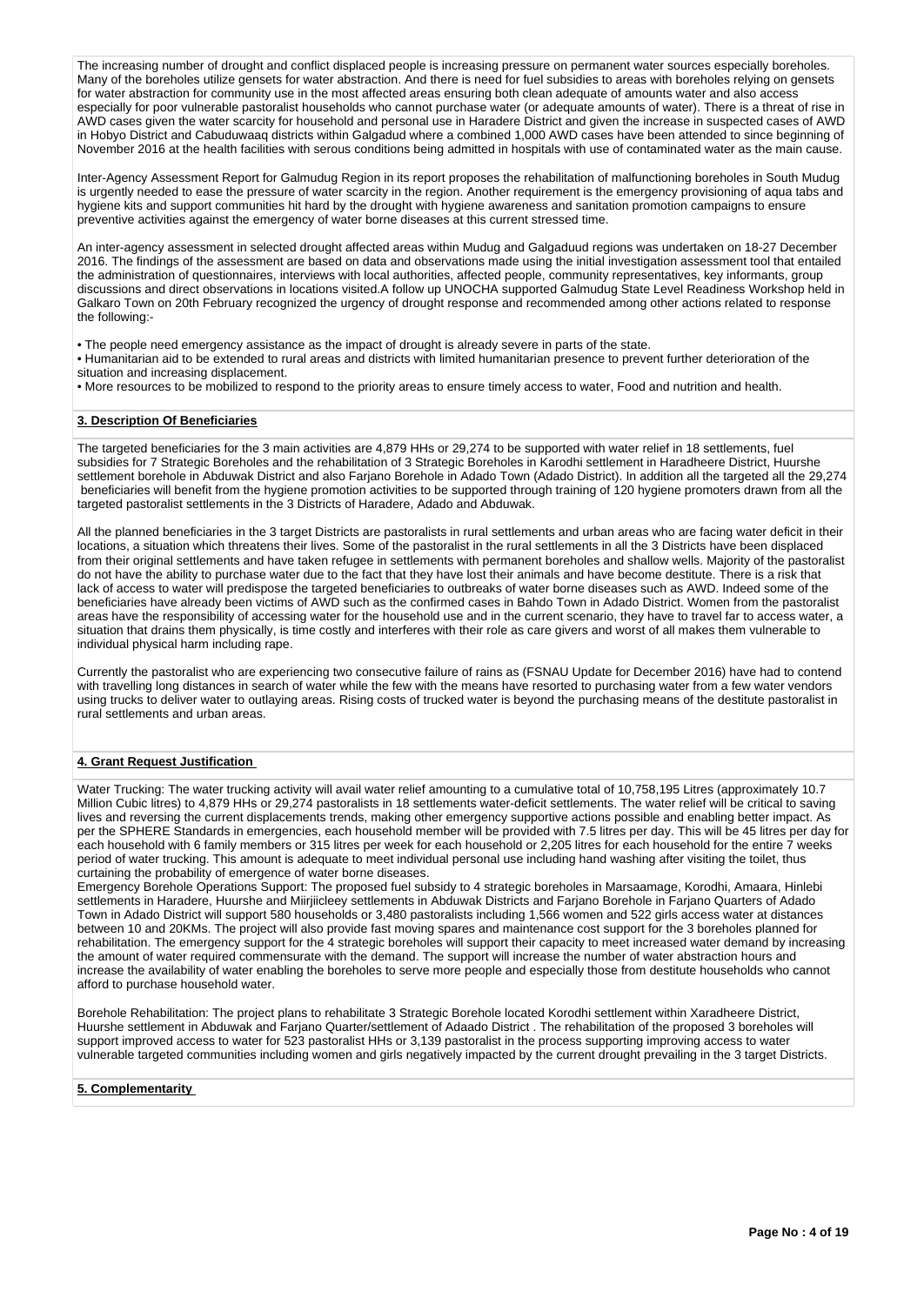The increasing number of drought and conflict displaced people is increasing pressure on permanent water sources especially boreholes. Many of the boreholes utilize gensets for water abstraction. And there is need for fuel subsidies to areas with boreholes relying on gensets for water abstraction for community use in the most affected areas ensuring both clean adequate of amounts water and also access especially for poor vulnerable pastoralist households who cannot purchase water (or adequate amounts of water). There is a threat of rise in AWD cases given the water scarcity for household and personal use in Haradere District and given the increase in suspected cases of AWD in Hobyo District and Cabuduwaaq districts within Galgadud where a combined 1,000 AWD cases have been attended to since beginning of November 2016 at the health facilities with serous conditions being admitted in hospitals with use of contaminated water as the main cause.

Inter-Agency Assessment Report for Galmudug Region in its report proposes the rehabilitation of malfunctioning boreholes in South Mudug is urgently needed to ease the pressure of water scarcity in the region. Another requirement is the emergency provisioning of aqua tabs and hygiene kits and support communities hit hard by the drought with hygiene awareness and sanitation promotion campaigns to ensure preventive activities against the emergency of water borne diseases at this current stressed time.

An inter-agency assessment in selected drought affected areas within Mudug and Galgaduud regions was undertaken on 18-27 December 2016. The findings of the assessment are based on data and observations made using the initial investigation assessment tool that entailed the administration of questionnaires, interviews with local authorities, affected people, community representatives, key informants, group discussions and direct observations in locations visited.A follow up UNOCHA supported Galmudug State Level Readiness Workshop held in Galkaro Town on 20th February recognized the urgency of drought response and recommended among other actions related to response the following:-

- The people need emergency assistance as the impact of drought is already severe in parts of the state.
- Humanitarian aid to be extended to rural areas and districts with limited humanitarian presence to prevent further deterioration of the situation and increasing displacement.
- More resources to be mobilized to respond to the priority areas to ensure timely access to water, Food and nutrition and health.

**3. Description Of Beneficiaries**

The targeted beneficiaries for the 3 main activities are 4,879 HHs or 29,274 to be supported with water relief in 18 settlements, fuel subsidies for 7 Strategic Boreholes and the rehabilitation of 3 Strategic Boreholes in Karodhi settlement in Haradheere District, Huurshe settlement borehole in Abduwak District and also Farjano Borehole in Adado Town (Adado District). In addition all the targeted all the 29,274 beneficiaries will benefit from the hygiene promotion activities to be supported through training of 120 hygiene promoters drawn from all the targeted pastoralist settlements in the 3 Districts of Haradere, Adado and Abduwak.

All the planned beneficiaries in the 3 target Districts are pastoralists in rural settlements and urban areas who are facing water deficit in their locations, a situation which threatens their lives. Some of the pastoralist in the rural settlements in all the 3 Districts have been displaced from their original settlements and have taken refugee in settlements with permanent boreholes and shallow wells. Majority of the pastoralist do not have the ability to purchase water due to the fact that they have lost their animals and have become destitute. There is a risk that lack of access to water will predispose the targeted beneficiaries to outbreaks of water borne diseases such as AWD. Indeed some of the beneficiaries have already been victims of AWD such as the confirmed cases in Bahdo Town in Adado District. Women from the pastoralist areas have the responsibility of accessing water for the household use and in the current scenario, they have to travel far to access water, a situation that drains them physically, is time costly and interferes with their role as care givers and worst of all makes them vulnerable to individual physical harm including rape.

Currently the pastoralist who are experiencing two consecutive failure of rains as (FSNAU Update for December 2016) have had to contend with travelling long distances in search of water while the few with the means have resorted to purchasing water from a few water vendors using trucks to deliver water to outlaying areas. Rising costs of trucked water is beyond the purchasing means of the destitute pastoralist in rural settlements and urban areas.

**4. Grant Request Justification**

Water Trucking: The water trucking activity will avail water relief amounting to a cumulative total of 10,758,195 Litres (approximately 10.7 Million Cubic litres) to 4,879 HHs or 29,274 pastoralists in 18 settlements water-deficit settlements. The water relief will be critical to saving lives and reversing the current displacements trends, making other emergency supportive actions possible and enabling better impact. As per the SPHERE Standards in emergencies, each household member will be provided with 7.5 litres per day. This will be 45 litres per day for each household with 6 family members or 315 litres per week for each household or 2,205 litres for each household for the entire 7 weeks period of water trucking. This amount is adequate to meet individual personal use including hand washing after visiting the toilet, thus curtaining the probability of emergence of water borne diseases.
Emergency Borehole Operations Support: The proposed fuel subsidy to 4 strategic boreholes in Marsaamage, Korodhi, Amaara, Hinlebi settlements in Haradere, Huurshe and Miirjiicleey settlements in Abduwak Districts and Farjano Borehole in Farjano Quarters of Adado Town in Adado District will support 580 households or 3,480 pastoralists including 1,566 women and 522 girls access water at distances between 10 and 20KMs. The project will also provide fast moving spares and maintenance cost support for the 3 boreholes planned for rehabilitation. The emergency support for the 4 strategic boreholes will support their capacity to meet increased water demand by increasing the amount of water required commensurate with the demand. The support will increase the number of water abstraction hours and increase the availability of water enabling the boreholes to serve more people and especially those from destitute households who cannot afford to purchase household water.

Borehole Rehabilitation: The project plans to rehabilitate 3 Strategic Borehole located Korodhi settlement within Xaradheere District, Huurshe settlement in Abduwak and Farjano Quarter/settlement of Adaado District . The rehabilitation of the proposed 3 boreholes will support improved access to water for 523 pastoralist HHs or 3,139 pastoralist in the process supporting improving access to water vulnerable targeted communities including women and girls negatively impacted by the current drought prevailing in the 3 target Districts.

**5. Complementarity**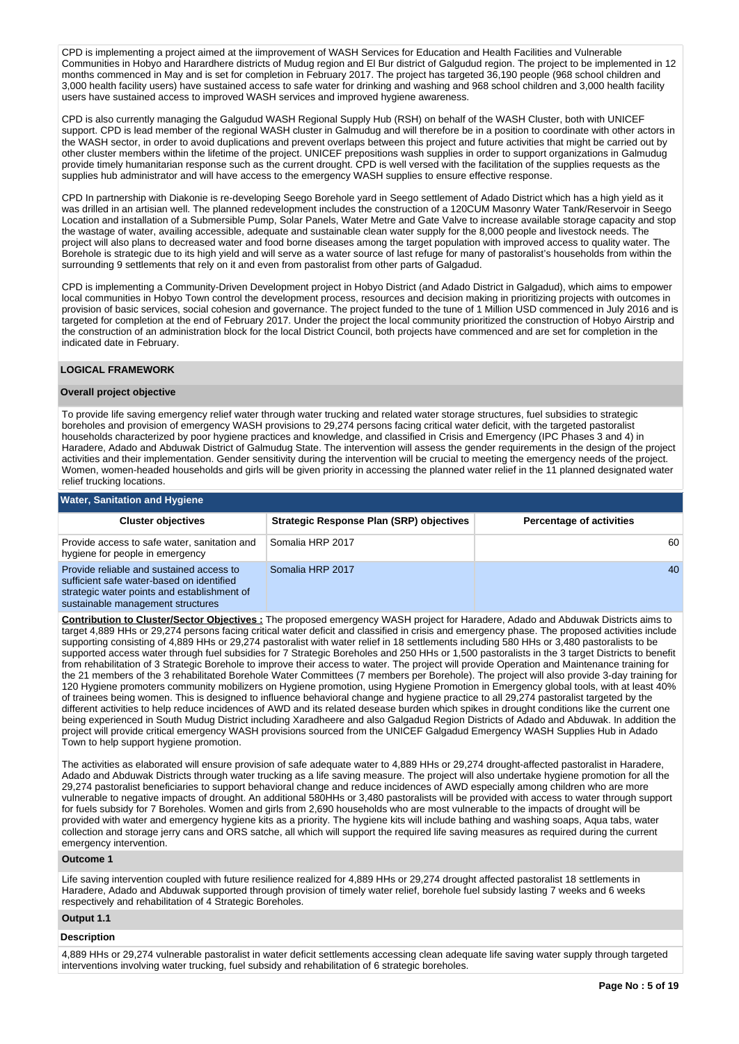CPD is implementing a project aimed at the iimprovement of WASH Services for Education and Health Facilities and Vulnerable Communities in Hobyo and Harardhere districts of Mudug region and El Bur district of Galgudud region. The project to be implemented in 12 months commenced in May and is set for completion in February 2017. The project has targeted 36,190 people (968 school children and 3,000 health facility users) have sustained access to safe water for drinking and washing and 968 school children and 3,000 health facility users have sustained access to improved WASH services and improved hygiene awareness.

CPD is also currently managing the Galgudud WASH Regional Supply Hub (RSH) on behalf of the WASH Cluster, both with UNICEF support. CPD is lead member of the regional WASH cluster in Galmudug and will therefore be in a position to coordinate with other actors in the WASH sector, in order to avoid duplications and prevent overlaps between this project and future activities that might be carried out by other cluster members within the lifetime of the project. UNICEF prepositions wash supplies in order to support organizations in Galmudug provide timely humanitarian response such as the current drought. CPD is well versed with the facilitation of the supplies requests as the supplies hub administrator and will have access to the emergency WASH supplies to ensure effective response.

CPD In partnership with Diakonie is re-developing Seego Borehole yard in Seego settlement of Adado District which has a high yield as it was drilled in an artisian well. The planned redevelopment includes the construction of a 120CUM Masonry Water Tank/Reservoir in Seego Location and installation of a Submersible Pump, Solar Panels, Water Metre and Gate Valve to increase available storage capacity and stop the wastage of water, availing accessible, adequate and sustainable clean water supply for the 8,000 people and livestock needs. The project will also plans to decreased water and food borne diseases among the target population with improved access to quality water. The Borehole is strategic due to its high yield and will serve as a water source of last refuge for many of pastoralist's households from within the surrounding 9 settlements that rely on it and even from pastoralist from other parts of Galgadud.

CPD is implementing a Community-Driven Development project in Hobyo District (and Adado District in Galgadud), which aims to empower local communities in Hobyo Town control the development process, resources and decision making in prioritizing projects with outcomes in provision of basic services, social cohesion and governance. The project funded to the tune of 1 Million USD commenced in July 2016 and is targeted for completion at the end of February 2017. Under the project the local community prioritized the construction of Hobyo Airstrip and the construction of an administration block for the local District Council, both projects have commenced and are set for completion in the indicated date in February.

## LOGICAL FRAMEWORK

### Overall project objective

To provide life saving emergency relief water through water trucking and related water storage structures, fuel subsidies to strategic boreholes and provision of emergency WASH provisions to 29,274 persons facing critical water deficit, with the targeted pastoralist households characterized by poor hygiene practices and knowledge, and classified in Crisis and Emergency (IPC Phases 3 and 4) in Haradere, Adado and Abduwak District of Galmudug State. The intervention will assess the gender requirements in the design of the project activities and their implementation. Gender sensitivity during the intervention will be crucial to meeting the emergency needs of the project. Women, women-headed households and girls will be given priority in accessing the planned water relief in the 11 planned designated water relief trucking locations.

### Water, Sanitation and Hygiene

| Cluster objectives | Strategic Response Plan (SRP) objectives | Percentage of activities |
|---|---|---|
| Provide access to safe water, sanitation and hygiene for people in emergency | Somalia HRP 2017 | 60 |
| Provide reliable and sustained access to sufficient safe water-based on identified strategic water points and establishment of sustainable management structures | Somalia HRP 2017 | 40 |

**Contribution to Cluster/Sector Objectives :** The proposed emergency WASH project for Haradere, Adado and Abduwak Districts aims to target 4,889 HHs or 29,274 persons facing critical water deficit and classified in crisis and emergency phase. The proposed activities include supporting consisting of 4,889 HHs or 29,274 pastoralist with water relief in 18 settlements including 580 HHs or 3,480 pastoralists to be supported access water through fuel subsidies for 7 Strategic Boreholes and 250 HHs or 1,500 pastoralists in the 3 target Districts to benefit from rehabilitation of 3 Strategic Borehole to improve their access to water. The project will provide Operation and Maintenance training for the 21 members of the 3 rehabilitated Borehole Water Committees (7 members per Borehole). The project will also provide 3-day training for 120 Hygiene promoters community mobilizers on Hygiene promotion, using Hygiene Promotion in Emergency global tools, with at least 40% of trainees being women. This is designed to influence behavioral change and hygiene practice to all 29,274 pastoralist targeted by the different activities to help reduce incidences of AWD and its related desease burden which spikes in drought conditions like the current one being experienced in South Mudug District including Xaradheere and also Galgadud Region Districts of Adado and Abduak. In addition the project will provide critical emergency WASH provisions sourced from the UNICEF Galgadud Emergency WASH Supplies Hub in Adado Town to help support hygiene promotion.

The activities as elaborated will ensure provision of safe adequate water to 4,889 HHs or 29,274 drought-affected pastoralist in Haradere, Adado and Abduwak Districts through water trucking as a life saving measure. The project will also undertake hygiene promotion for all the 29,274 pastoralist beneficiaries to support behavioral change and reduce incidences of AWD especially among children who are more vulnerable to negative impacts of drought. An additional 580HHs or 3,480 pastoralists will be provided with access to water through support for fuels subsidy for 7 Boreholes. Women and girls from 2,690 households who are most vulnerable to the impacts of drought will be provided with water and emergency hygiene kits as a priority. The hygiene kits will include bathing and washing soaps, Aqua tabs, water collection and storage jerry cans and ORS satche, all which will support the required life saving measures as required during the current emergency intervention.

### Outcome 1

Life saving intervention coupled with future resilience realized for 4,889 HHs or 29,274 drought affected pastoralist 18 settlements in Haradere, Adado and Abduwak supported through provision of timely water relief, borehole fuel subsidy lasting 7 weeks and 6 weeks respectively and rehabilitation of 4 Strategic Boreholes.

### Output 1.1

#### Description

4,889 HHs or 29,274 vulnerable pastoralist in water deficit settlements accessing clean adequate life saving water supply through targeted interventions involving water trucking, fuel subsidy and rehabilitation of 6 strategic boreholes.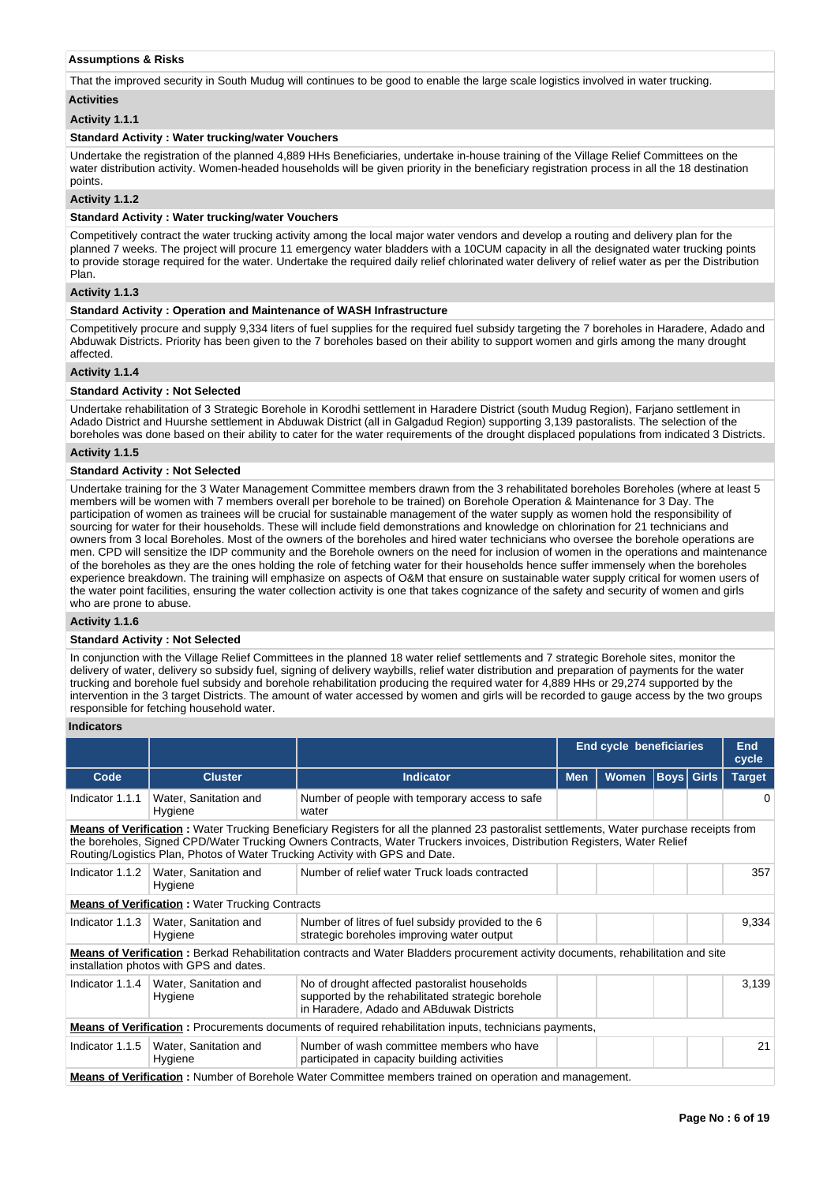**Assumptions & Risks**

That the improved security in South Mudug will continues to be good to enable the large scale logistics involved in water trucking.

**Activities**

**Activity 1.1.1**

**Standard Activity : Water trucking/water Vouchers**

Undertake the registration of the planned 4,889 HHs Beneficiaries, undertake in-house training of the Village Relief Committees on the water distribution activity. Women-headed households will be given priority in the beneficiary registration process in all the 18 destination points.

**Activity 1.1.2**

**Standard Activity : Water trucking/water Vouchers**

Competitively contract the water trucking activity among the local major water vendors and develop a routing and delivery plan for the planned 7 weeks. The project will procure 11 emergency water bladders with a 10CUM capacity in all the designated water trucking points to provide storage required for the water. Undertake the required daily relief chlorinated water delivery of relief water as per the Distribution Plan.

**Activity 1.1.3**

**Standard Activity : Operation and Maintenance of WASH Infrastructure**

Competitively procure and supply 9,334 liters of fuel supplies for the required fuel subsidy targeting the 7 boreholes in Haradere, Adado and Abduwak Districts. Priority has been given to the 7 boreholes based on their ability to support women and girls among the many drought affected.

**Activity 1.1.4**

**Standard Activity : Not Selected**

Undertake rehabilitation of 3 Strategic Borehole in Korodhi settlement in Haradere District (south Mudug Region), Farjano settlement in Adado District and Huurshe settlement in Abduwak District (all in Galgadud Region) supporting 3,139 pastoralists. The selection of the boreholes was done based on their ability to cater for the water requirements of the drought displaced populations from indicated 3 Districts.

**Activity 1.1.5**

**Standard Activity : Not Selected**

Undertake training for the 3 Water Management Committee members drawn from the 3 rehabilitated boreholes Boreholes (where at least 5 members will be women with 7 members overall per borehole to be trained) on Borehole Operation & Maintenance for 3 Day. The participation of women as trainees will be crucial for sustainable management of the water supply as women hold the responsibility of sourcing for water for their households. These will include field demonstrations and knowledge on chlorination for 21 technicians and owners from 3 local Boreholes. Most of the owners of the boreholes and hired water technicians who oversee the borehole operations are men. CPD will sensitize the IDP community and the Borehole owners on the need for inclusion of women in the operations and maintenance of the boreholes as they are the ones holding the role of fetching water for their households hence suffer immensely when the boreholes experience breakdown. The training will emphasize on aspects of O&M that ensure on sustainable water supply critical for women users of the water point facilities, ensuring the water collection activity is one that takes cognizance of the safety and security of women and girls who are prone to abuse.

**Activity 1.1.6**

**Standard Activity : Not Selected**

In conjunction with the Village Relief Committees in the planned 18 water relief settlements and 7 strategic Borehole sites, monitor the delivery of water, delivery so subsidy fuel, signing of delivery waybills, relief water distribution and preparation of payments for the water trucking and borehole fuel subsidy and borehole rehabilitation producing the required water for 4,889 HHs or 29,274 supported by the intervention in the 3 target Districts. The amount of water accessed by women and girls will be recorded to gauge access by the two groups responsible for fetching household water.

**Indicators**

| | | | End cycle beneficiaries | | | | End cycle |
|---|---|---|---|---|---|---|---|
| **Code** | **Cluster** | **Indicator** | **Men** | **Women** | **Boys** | **Girls** | **Target** |
| Indicator 1.1.1 | Water, Sanitation and Hygiene | Number of people with temporary access to safe water | | | | | 0 |
| **Means of Verification :** Water Trucking Beneficiary Registers for all the planned 23 pastoralist settlements, Water purchase receipts from the boreholes, Signed CPD/Water Trucking Owners Contracts, Water Truckers invoices, Distribution Registers, Water Relief Routing/Logistics Plan, Photos of Water Trucking Activity with GPS and Date. | | | | | | | |
| Indicator 1.1.2 | Water, Sanitation and Hygiene | Number of relief water Truck loads contracted | | | | | 357 |
| **Means of Verification :** Water Trucking Contracts | | | | | | | |
| Indicator 1.1.3 | Water, Sanitation and Hygiene | Number of litres of fuel subsidy provided to the 6 strategic boreholes improving water output | | | | | 9,334 |
| **Means of Verification :** Berkad Rehabilitation contracts and Water Bladders procurement activity documents, rehabilitation and site installation photos with GPS and dates. | | | | | | | |
| Indicator 1.1.4 | Water, Sanitation and Hygiene | No of drought affected pastoralist households supported by the rehabilitated strategic borehole in Haradere, Adado and ABduwak Districts | | | | | 3,139 |
| **Means of Verification :** Procurements documents of required rehabilitation inputs, technicians payments, | | | | | | | |
| Indicator 1.1.5 | Water, Sanitation and Hygiene | Number of wash committee members who have participated in capacity building activities | | | | | 21 |
| **Means of Verification :** Number of Borehole Water Committee members trained on operation and management. | | | | | | | |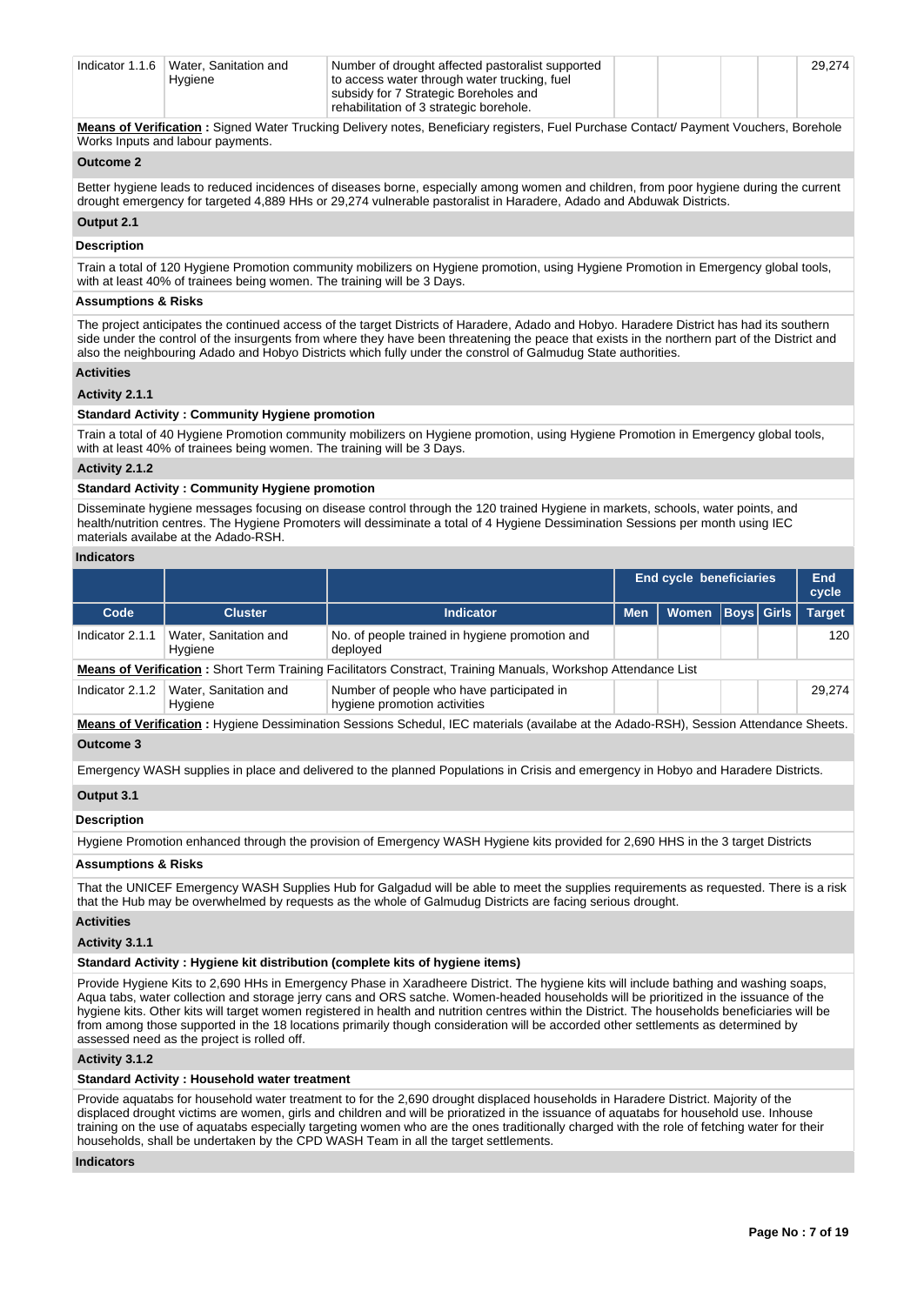| Indicator 1.1.6 | Water, Sanitation and Hygiene | Number of drought affected pastoralist supported to access water through water trucking, fuel subsidy for 7 Strategic Boreholes and rehabilitation of 3 strategic borehole. | | | | | 29,274 |
|---|---|---|---|---|---|---|---|

**Means of Verification :** Signed Water Trucking Delivery notes, Beneficiary registers, Fuel Purchase Contact/ Payment Vouchers, Borehole Works Inputs and labour payments.

**Outcome 2**

Better hygiene leads to reduced incidences of diseases borne, especially among women and children, from poor hygiene during the current drought emergency for targeted 4,889 HHs or 29,274 vulnerable pastoralist in Haradere, Adado and Abduwak Districts.

**Output 2.1**

**Description**

Train a total of 120 Hygiene Promotion community mobilizers on Hygiene promotion, using Hygiene Promotion in Emergency global tools, with at least 40% of trainees being women. The training will be 3 Days.

**Assumptions & Risks**

The project anticipates the continued access of the target Districts of Haradere, Adado and Hobyo. Haradere District has had its southern side under the control of the insurgents from where they have been threatening the peace that exists in the northern part of the District and also the neighbouring Adado and Hobyo Districts which fully under the constrol of Galmudug State authorities.

**Activities**

**Activity 2.1.1**

**Standard Activity : Community Hygiene promotion**

Train a total of 40 Hygiene Promotion community mobilizers on Hygiene promotion, using Hygiene Promotion in Emergency global tools, with at least 40% of trainees being women. The training will be 3 Days.

**Activity 2.1.2**

**Standard Activity : Community Hygiene promotion**

Disseminate hygiene messages focusing on disease control through the 120 trained Hygiene in markets, schools, water points, and health/nutrition centres. The Hygiene Promoters will dessiminate a total of 4 Hygiene Dessimination Sessions per month using IEC materials availabe at the Adado-RSH.

**Indicators**

| | | | End cycle beneficiaries | | | | End cycle |
|---|---|---|---|---|---|---|---|
| **Code** | **Cluster** | **Indicator** | **Men** | **Women** | **Boys** | **Girls** | **Target** |
| Indicator 2.1.1 | Water, Sanitation and Hygiene | No. of people trained in hygiene promotion and deployed | | | | | 120 |
| **Means of Verification :** Short Term Training Facilitators Constract, Training Manuals, Workshop Attendance List | | | | | | | |
| Indicator 2.1.2 | Water, Sanitation and Hygiene | Number of people who have participated in hygiene promotion activities | | | | | 29,274 |
| **Means of Verification :** Hygiene Dessimination Sessions Schedul, IEC materials (availabe at the Adado-RSH), Session Attendance Sheets. | | | | | | | |

**Outcome 3**

Emergency WASH supplies in place and delivered to the planned Populations in Crisis and emergency in Hobyo and Haradere Districts.

**Output 3.1**

**Description**

Hygiene Promotion enhanced through the provision of Emergency WASH Hygiene kits provided for 2,690 HHS in the 3 target Districts

**Assumptions & Risks**

That the UNICEF Emergency WASH Supplies Hub for Galgadud will be able to meet the supplies requirements as requested. There is a risk that the Hub may be overwhelmed by requests as the whole of Galmudug Districts are facing serious drought.

**Activities**

**Activity 3.1.1**

**Standard Activity : Hygiene kit distribution (complete kits of hygiene items)**

Provide Hygiene Kits to 2,690 HHs in Emergency Phase in Xaradheere District. The hygiene kits will include bathing and washing soaps, Aqua tabs, water collection and storage jerry cans and ORS satche. Women-headed households will be prioritized in the issuance of the hygiene kits. Other kits will target women registered in health and nutrition centres within the District. The households beneficiaries will be from among those supported in the 18 locations primarily though consideration will be accorded other settlements as determined by assessed need as the project is rolled off.

**Activity 3.1.2**

**Standard Activity : Household water treatment**

Provide aquatabs for household water treatment to for the 2,690 drought displaced households in Haradere District. Majority of the displaced drought victims are women, girls and children and will be prioratized in the issuance of aquatabs for household use. Inhouse training on the use of aquatabs especially targeting women who are the ones traditionally charged with the role of fetching water for their households, shall be undertaken by the CPD WASH Team in all the target settlements.

**Indicators**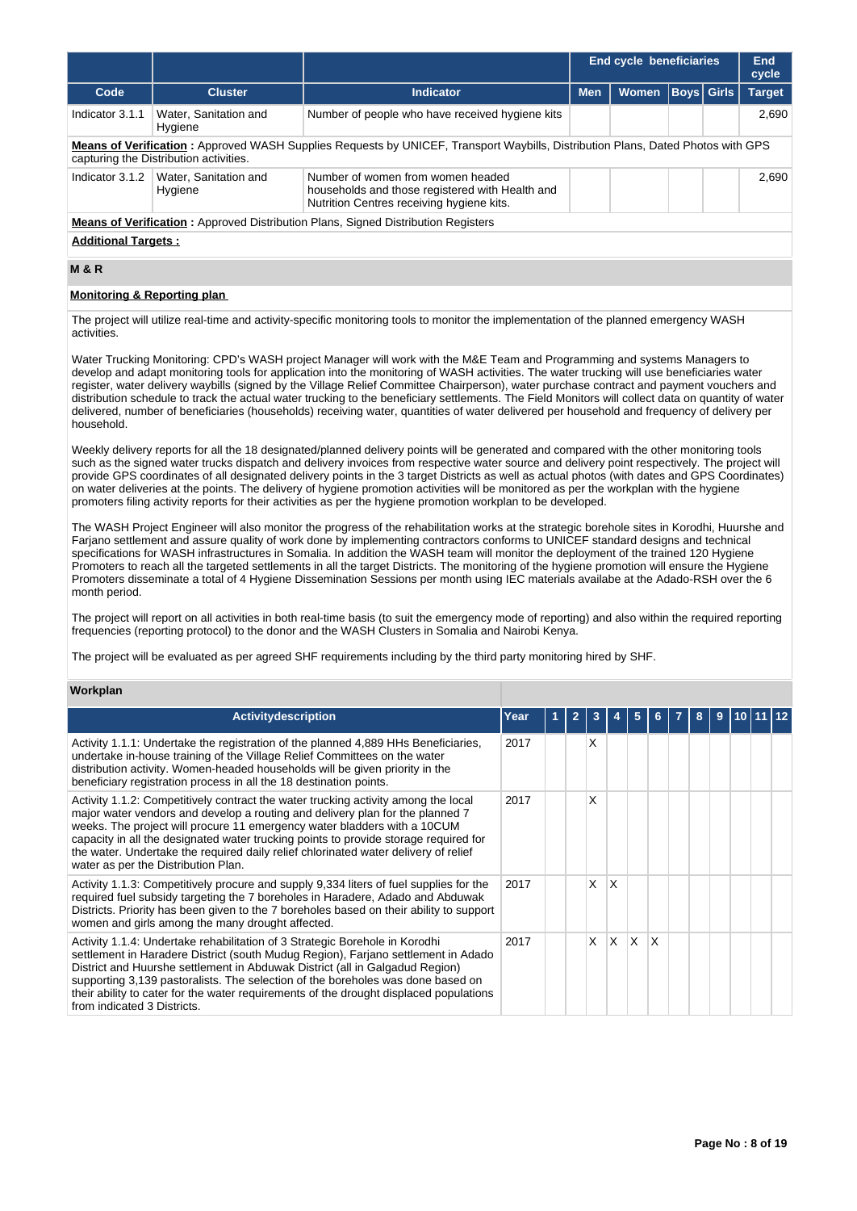| | | | End cycle beneficiaries | | | | End cycle |
|---|---|---|---|---|---|---|---|
| **Code** | **Cluster** | **Indicator** | **Men** | **Women** | **Boys** | **Girls** | **Target** |
| Indicator 3.1.1 | Water, Sanitation and Hygiene | Number of people who have received hygiene kits | | | | | 2,690 |
| **Means of Verification :** Approved WASH Supplies Requests by UNICEF, Transport Waybills, Distribution Plans, Dated Photos with GPS capturing the Distribution activities. | | | | | | | |
| Indicator 3.1.2 | Water, Sanitation and Hygiene | Number of women from women headed households and those registered with Health and Nutrition Centres receiving hygiene kits. | | | | | 2,690 |
| **Means of Verification :** Approved Distribution Plans, Signed Distribution Registers | | | | | | | |

**Additional Targets :**

## M & R

**Monitoring & Reporting plan**

The project will utilize real-time and activity-specific monitoring tools to monitor the implementation of the planned emergency WASH activities.

Water Trucking Monitoring: CPD's WASH project Manager will work with the M&E Team and Programming and systems Managers to develop and adapt monitoring tools for application into the monitoring of WASH activities. The water trucking will use beneficiaries water register, water delivery waybills (signed by the Village Relief Committee Chairperson), water purchase contract and payment vouchers and distribution schedule to track the actual water trucking to the beneficiary settlements. The Field Monitors will collect data on quantity of water delivered, number of beneficiaries (households) receiving water, quantities of water delivered per household and frequency of delivery per household.

Weekly delivery reports for all the 18 designated/planned delivery points will be generated and compared with the other monitoring tools such as the signed water trucks dispatch and delivery invoices from respective water source and delivery point respectively. The project will provide GPS coordinates of all designated delivery points in the 3 target Districts as well as actual photos (with dates and GPS Coordinates) on water deliveries at the points. The delivery of hygiene promotion activities will be monitored as per the workplan with the hygiene promoters filing activity reports for their activities as per the hygiene promotion workplan to be developed.

The WASH Project Engineer will also monitor the progress of the rehabilitation works at the strategic borehole sites in Korodhi, Huurshe and Farjano settlement and assure quality of work done by implementing contractors conforms to UNICEF standard designs and technical specifications for WASH infrastructures in Somalia. In addition the WASH team will monitor the deployment of the trained 120 Hygiene Promoters to reach all the targeted settlements in all the target Districts. The monitoring of the hygiene promotion will ensure the Hygiene Promoters disseminate a total of 4 Hygiene Dissemination Sessions per month using IEC materials availabe at the Adado-RSH over the 6 month period.

The project will report on all activities in both real-time basis (to suit the emergency mode of reporting) and also within the required reporting frequencies (reporting protocol) to the donor and the WASH Clusters in Somalia and Nairobi Kenya.

The project will be evaluated as per agreed SHF requirements including by the third party monitoring hired by SHF.

## Workplan

| Activitydescription | Year | 1 | 2 | 3 | 4 | 5 | 6 | 7 | 8 | 9 | 10 | 11 | 12 |
|---|---|---|---|---|---|---|---|---|---|---|---|---|---|
| Activity 1.1.1: Undertake the registration of the planned 4,889 HHs Beneficiaries, undertake in-house training of the Village Relief Committees on the water distribution activity. Women-headed households will be given priority in the beneficiary registration process in all the 18 destination points. | 2017 | | | X | | | | | | | | | |
| Activity 1.1.2: Competitively contract the water trucking activity among the local major water vendors and develop a routing and delivery plan for the planned 7 weeks. The project will procure 11 emergency water bladders with a 10CUM capacity in all the designated water trucking points to provide storage required for the water. Undertake the required daily relief chlorinated water delivery of relief water as per the Distribution Plan. | 2017 | | | X | | | | | | | | | |
| Activity 1.1.3: Competitively procure and supply 9,334 liters of fuel supplies for the required fuel subsidy targeting the 7 boreholes in Haradere, Adado and Abduwak Districts. Priority has been given to the 7 boreholes based on their ability to support women and girls among the many drought affected. | 2017 | | | X | X | | | | | | | | |
| Activity 1.1.4: Undertake rehabilitation of 3 Strategic Borehole in Korodhi settlement in Haradere District (south Mudug Region), Farjano settlement in Adado District and Huurshe settlement in Abduwak District (all in Galgadud Region) supporting 3,139 pastoralists. The selection of the boreholes was done based on their ability to cater for the water requirements of the drought displaced populations from indicated 3 Districts. | 2017 | | | X | X | X | X | | | | | | |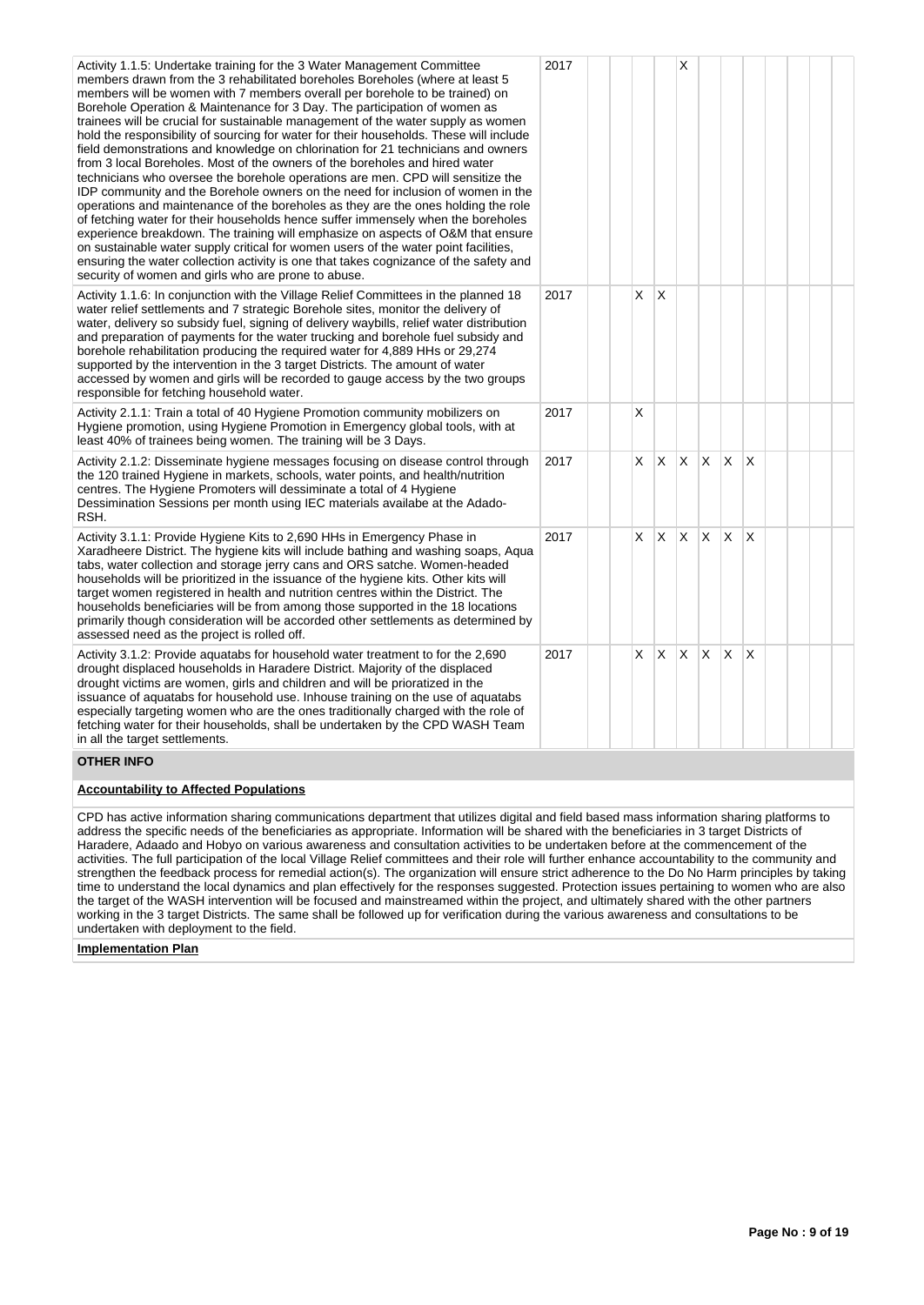| | | | | | | | | | | | | | |
|---|---|---|---|---|---|---|---|---|---|---|---|---|---|
| Activity 1.1.5: Undertake training for the 3 Water Management Committee members drawn from the 3 rehabilitated boreholes Boreholes (where at least 5 members will be women with 7 members overall per borehole to be trained) on Borehole Operation & Maintenance for 3 Day. The participation of women as trainees will be crucial for sustainable management of the water supply as women hold the responsibility of sourcing for water for their households. These will include field demonstrations and knowledge on chlorination for 21 technicians and owners from 3 local Boreholes. Most of the owners of the boreholes and hired water technicians who oversee the borehole operations are men. CPD will sensitize the IDP community and the Borehole owners on the need for inclusion of women in the operations and maintenance of the boreholes as they are the ones holding the role of fetching water for their households hence suffer immensely when the boreholes experience breakdown. The training will emphasize on aspects of O&M that ensure on sustainable water supply critical for women users of the water point facilities, ensuring the water collection activity is one that takes cognizance of the safety and security of women and girls who are prone to abuse. | 2017 | | | | | X | | | | | | | |
| Activity 1.1.6: In conjunction with the Village Relief Committees in the planned 18 water relief settlements and 7 strategic Borehole sites, monitor the delivery of water, delivery so subsidy fuel, signing of delivery waybills, relief water distribution and preparation of payments for the water trucking and borehole fuel subsidy and borehole rehabilitation producing the required water for 4,889 HHs or 29,274 supported by the intervention in the 3 target Districts. The amount of water accessed by women and girls will be recorded to gauge access by the two groups responsible for fetching household water. | 2017 | | | X | X | | | | | | | | |
| Activity 2.1.1: Train a total of 40 Hygiene Promotion community mobilizers on Hygiene promotion, using Hygiene Promotion in Emergency global tools, with at least 40% of trainees being women. The training will be 3 Days. | 2017 | | | X | | | | | | | | | |
| Activity 2.1.2: Disseminate hygiene messages focusing on disease control through the 120 trained Hygiene in markets, schools, water points, and health/nutrition centres. The Hygiene Promoters will dessiminate a total of 4 Hygiene Dessimination Sessions per month using IEC materials availabe at the Adado-RSH. | 2017 | | | X | X | X | X | X | X | | | | |
| Activity 3.1.1: Provide Hygiene Kits to 2,690 HHs in Emergency Phase in Xaradheere District. The hygiene kits will include bathing and washing soaps, Aqua tabs, water collection and storage jerry cans and ORS satche. Women-headed households will be prioritized in the issuance of the hygiene kits. Other kits will target women registered in health and nutrition centres within the District. The households beneficiaries will be from among those supported in the 18 locations primarily though consideration will be accorded other settlements as determined by assessed need as the project is rolled off. | 2017 | | | X | X | X | X | X | X | | | | |
| Activity 3.1.2: Provide aquatabs for household water treatment to for the 2,690 drought displaced households in Haradere District. Majority of the displaced drought victims are women, girls and children and will be prioratized in the issuance of aquatabs for household use. Inhouse training on the use of aquatabs especially targeting women who are the ones traditionally charged with the role of fetching water for their households, shall be undertaken by the CPD WASH Team in all the target settlements. | 2017 | | | X | X | X | X | X | X | | | | |

## OTHER INFO

**Accountability to Affected Populations**

CPD has active information sharing communications department that utilizes digital and field based mass information sharing platforms to address the specific needs of the beneficiaries as appropriate. Information will be shared with the beneficiaries in 3 target Districts of Haradere, Adaado and Hobyo on various awareness and consultation activities to be undertaken before at the commencement of the activities. The full participation of the local Village Relief committees and their role will further enhance accountability to the community and strengthen the feedback process for remedial action(s). The organization will ensure strict adherence to the Do No Harm principles by taking time to understand the local dynamics and plan effectively for the responses suggested. Protection issues pertaining to women who are also the target of the WASH intervention will be focused and mainstreamed within the project, and ultimately shared with the other partners working in the 3 target Districts. The same shall be followed up for verification during the various awareness and consultations to be undertaken with deployment to the field.

**Implementation Plan**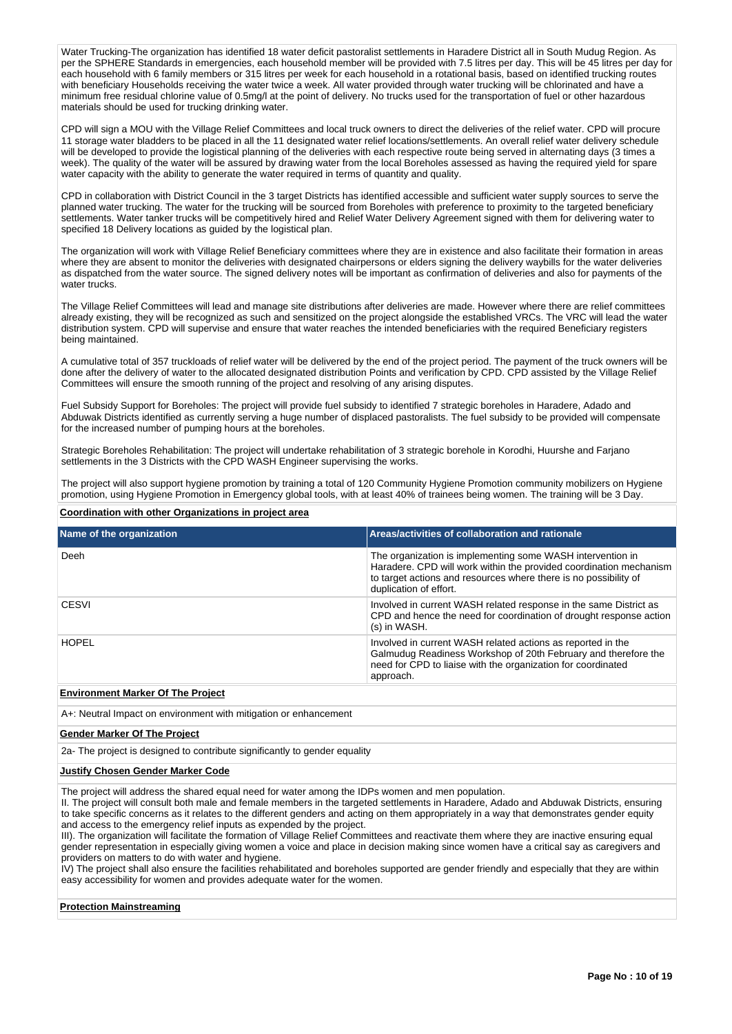Water Trucking-The organization has identified 18 water deficit pastoralist settlements in Haradere District all in South Mudug Region. As per the SPHERE Standards in emergencies, each household member will be provided with 7.5 litres per day. This will be 45 litres per day for each household with 6 family members or 315 litres per week for each household in a rotational basis, based on identified trucking routes with beneficiary Households receiving the water twice a week. All water provided through water trucking will be chlorinated and have a minimum free residual chlorine value of 0.5mg/l at the point of delivery. No trucks used for the transportation of fuel or other hazardous materials should be used for trucking drinking water.

CPD will sign a MOU with the Village Relief Committees and local truck owners to direct the deliveries of the relief water. CPD will procure 11 storage water bladders to be placed in all the 11 designated water relief locations/settlements. An overall relief water delivery schedule will be developed to provide the logistical planning of the deliveries with each respective route being served in alternating days (3 times a week). The quality of the water will be assured by drawing water from the local Boreholes assessed as having the required yield for spare water capacity with the ability to generate the water required in terms of quantity and quality.

CPD in collaboration with District Council in the 3 target Districts has identified accessible and sufficient water supply sources to serve the planned water trucking. The water for the trucking will be sourced from Boreholes with preference to proximity to the targeted beneficiary settlements. Water tanker trucks will be competitively hired and Relief Water Delivery Agreement signed with them for delivering water to specified 18 Delivery locations as guided by the logistical plan.

The organization will work with Village Relief Beneficiary committees where they are in existence and also facilitate their formation in areas where they are absent to monitor the deliveries with designated chairpersons or elders signing the delivery waybills for the water deliveries as dispatched from the water source. The signed delivery notes will be important as confirmation of deliveries and also for payments of the water trucks.

The Village Relief Committees will lead and manage site distributions after deliveries are made. However where there are relief committees already existing, they will be recognized as such and sensitized on the project alongside the established VRCs. The VRC will lead the water distribution system. CPD will supervise and ensure that water reaches the intended beneficiaries with the required Beneficiary registers being maintained.

A cumulative total of 357 truckloads of relief water will be delivered by the end of the project period. The payment of the truck owners will be done after the delivery of water to the allocated designated distribution Points and verification by CPD. CPD assisted by the Village Relief Committees will ensure the smooth running of the project and resolving of any arising disputes.

Fuel Subsidy Support for Boreholes: The project will provide fuel subsidy to identified 7 strategic boreholes in Haradere, Adado and Abduwak Districts identified as currently serving a huge number of displaced pastoralists. The fuel subsidy to be provided will compensate for the increased number of pumping hours at the boreholes.

Strategic Boreholes Rehabilitation: The project will undertake rehabilitation of 3 strategic borehole in Korodhi, Huurshe and Farjano settlements in the 3 Districts with the CPD WASH Engineer supervising the works.

The project will also support hygiene promotion by training a total of 120 Community Hygiene Promotion community mobilizers on Hygiene promotion, using Hygiene Promotion in Emergency global tools, with at least 40% of trainees being women. The training will be 3 Day.

**Coordination with other Organizations in project area**

| Name of the organization | Areas/activities of collaboration and rationale |
|---|---|
| Deeh | The organization is implementing some WASH intervention in Haradere. CPD will work within the provided coordination mechanism to target actions and resources where there is no possibility of duplication of effort. |
| CESVI | Involved in current WASH related response in the same District as CPD and hence the need for coordination of drought response action (s) in WASH. |
| HOPEL | Involved in current WASH related actions as reported in the Galmudug Readiness Workshop of 20th February and therefore the need for CPD to liaise with the organization for coordinated approach. |

**Environment Marker Of The Project**

A+: Neutral Impact on environment with mitigation or enhancement

**Gender Marker Of The Project**

2a- The project is designed to contribute significantly to gender equality

**Justify Chosen Gender Marker Code**

The project will address the shared equal need for water among the IDPs women and men population.
II. The project will consult both male and female members in the targeted settlements in Haradere, Adado and Abduwak Districts, ensuring to take specific concerns as it relates to the different genders and acting on them appropriately in a way that demonstrates gender equity and access to the emergency relief inputs as expended by the project.
III). The organization will facilitate the formation of Village Relief Committees and reactivate them where they are inactive ensuring equal gender representation in especially giving women a voice and place in decision making since women have a critical say as caregivers and providers on matters to do with water and hygiene.
IV) The project shall also ensure the facilities rehabilitated and boreholes supported are gender friendly and especially that they are within easy accessibility for women and provides adequate water for the women.

**Protection Mainstreaming**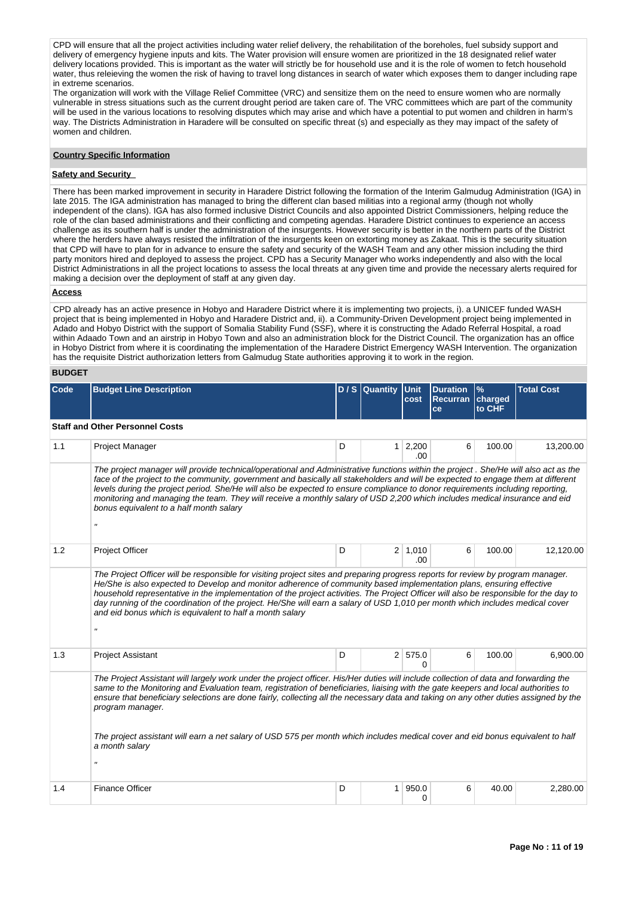CPD will ensure that all the project activities including water relief delivery, the rehabilitation of the boreholes, fuel subsidy support and delivery of emergency hygiene inputs and kits. The Water provision will ensure women are prioritized in the 18 designated relief water delivery locations provided. This is important as the water will strictly be for household use and it is the role of women to fetch household water, thus releieving the women the risk of having to travel long distances in search of water which exposes them to danger including rape in extreme scenarios.

The organization will work with the Village Relief Committee (VRC) and sensitize them on the need to ensure women who are normally vulnerable in stress situations such as the current drought period are taken care of. The VRC committees which are part of the community will be used in the various locations to resolving disputes which may arise and which have a potential to put women and children in harm's way. The Districts Administration in Haradere will be consulted on specific threat (s) and especially as they may impact of the safety of women and children.

**Country Specific Information**

**Safety and Security**

There has been marked improvement in security in Haradere District following the formation of the Interim Galmudug Administration (IGA) in late 2015. The IGA administration has managed to bring the different clan based militias into a regional army (though not wholly independent of the clans). IGA has also formed inclusive District Councils and also appointed District Commissioners, helping reduce the role of the clan based administrations and their conflicting and competing agendas. Haradere District continues to experience an access challenge as its southern half is under the administration of the insurgents. However security is better in the northern parts of the District where the herders have always resisted the infiltration of the insurgents keen on extorting money as Zakaat. This is the security situation that CPD will have to plan for in advance to ensure the safety and security of the WASH Team and any other mission including the third party monitors hired and deployed to assess the project. CPD has a Security Manager who works independently and also with the local District Administrations in all the project locations to assess the local threats at any given time and provide the necessary alerts required for making a decision over the deployment of staff at any given day.

**Access**

CPD already has an active presence in Hobyo and Haradere District where it is implementing two projects, i). a UNICEF funded WASH project that is being implemented in Hobyo and Haradere District and, ii). a Community-Driven Development project being implemented in Adado and Hobyo District with the support of Somalia Stability Fund (SSF), where it is constructing the Adado Referral Hospital, a road within Adaado Town and an airstrip in Hobyo Town and also an administration block for the District Council. The organization has an office in Hobyo District from where it is coordinating the implementation of the Haradere District Emergency WASH Intervention. The organization has the requisite District authorization letters from Galmudug State authorities approving it to work in the region.

**BUDGET**

| Code | Budget Line Description | D / S | Quantity | Unit cost | Duration Recurrance | % charged to CHF | Total Cost |
|---|---|---|---|---|---|---|---|
| **Staff and Other Personnel Costs** | | | | | | | |
| 1.1 | Project Manager | D | 1 | 2,200.00 | 6 | 100.00 | 13,200.00 |
| | *The project manager will provide technical/operational and Administrative functions within the project . She/He will also act as the face of the project to the community, government and basically all stakeholders and will be expected to engage them at different levels during the project period. She/He will also be expected to ensure compliance to donor requirements including reporting, monitoring and managing the team. They will receive a monthly salary of USD 2,200 which includes medical insurance and eid bonus equivalent to a half month salary* " | | | | | | |
| 1.2 | Project Officer | D | 2 | 1,010.00 | 6 | 100.00 | 12,120.00 |
| | *The Project Officer will be responsible for visiting project sites and preparing progress reports for review by program manager. He/She is also expected to Develop and monitor adherence of community based implementation plans, ensuring effective household representative in the implementation of the project activities. The Project Officer will also be responsible for the day to day running of the coordination of the project. He/She will earn a salary of USD 1,010 per month which includes medical cover and eid bonus which is equivalent to half a month salary* " | | | | | | |
| 1.3 | Project Assistant | D | 2 | 575.00 | 6 | 100.00 | 6,900.00 |
| | *The Project Assistant will largely work under the project officer. His/Her duties will include collection of data and forwarding the same to the Monitoring and Evaluation team, registration of beneficiaries, liaising with the gate keepers and local authorities to ensure that beneficiary selections are done fairly, collecting all the necessary data and taking on any other duties assigned by the program manager.* *The project assistant will earn a net salary of USD 575 per month which includes medical cover and eid bonus equivalent to half a month salary* " | | | | | | |
| 1.4 | Finance Officer | D | 1 | 950.00 | 6 | 40.00 | 2,280.00 |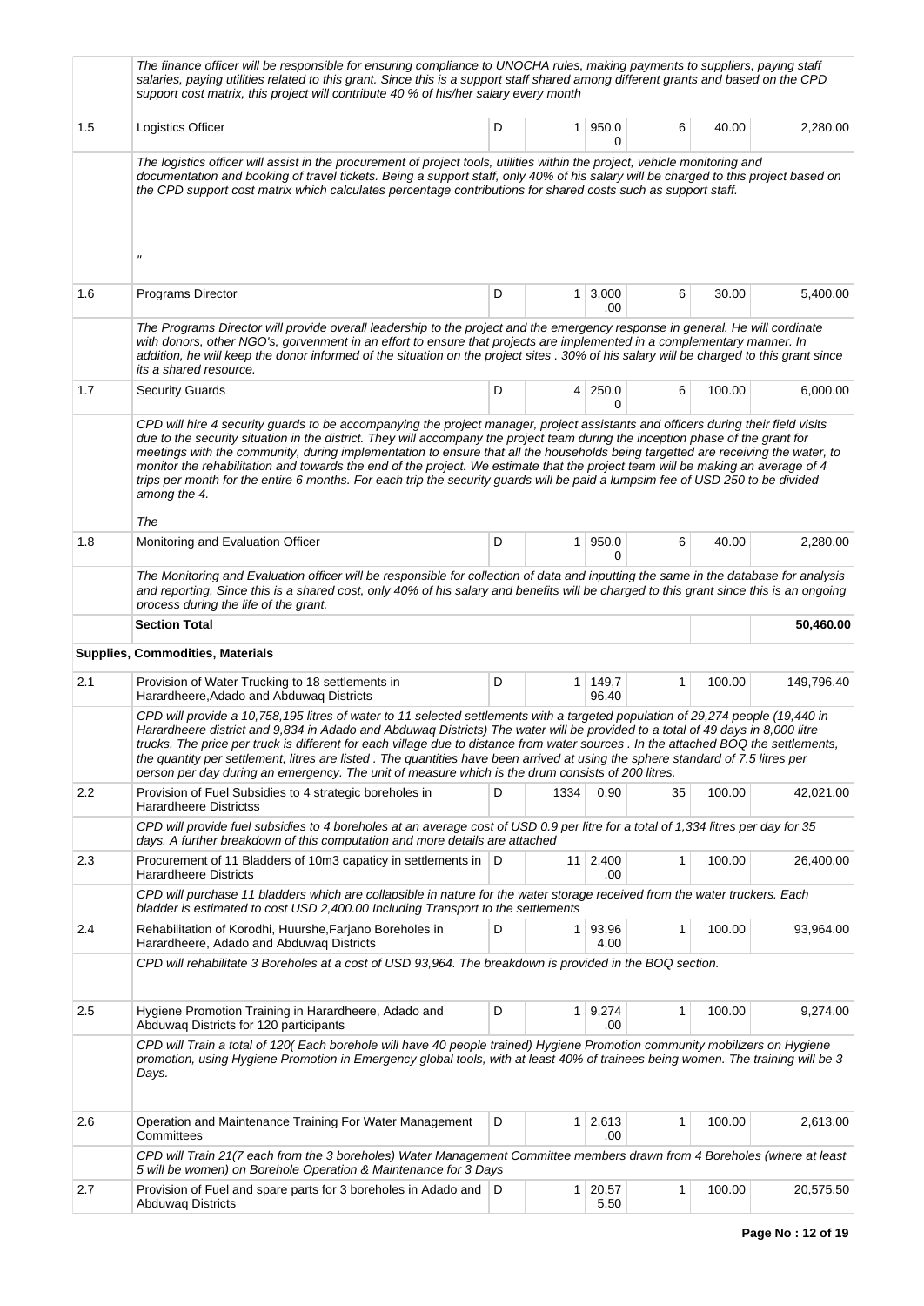| | | | | | | | |
|---|---|---|---|---|---|---|---|
| | *The finance officer will be responsible for ensuring compliance to UNOCHA rules, making payments to suppliers, paying staff salaries, paying utilities related to this grant. Since this is a support staff shared among different grants and based on the CPD support cost matrix, this project will contribute 40 % of his/her salary every month* | | | | | | |
| 1.5 | Logistics Officer | D | 1 | 950.00 | 6 | 40.00 | 2,280.00 |
| | *The logistics officer will assist in the procurement of project tools, utilities within the project, vehicle monitoring and documentation and booking of travel tickets. Being a support staff, only 40% of his salary will be charged to this project based on the CPD support cost matrix which calculates percentage contributions for shared costs such as support staff.* *"* | | | | | | |
| 1.6 | Programs Director | D | 1 | 3,000.00 | 6 | 30.00 | 5,400.00 |
| | *The Programs Director will provide overall leadership to the project and the emergency response in general. He will cordinate with donors, other NGO's, gorvenment in an effort to ensure that projects are implemented in a complementary manner. In addition, he will keep the donor informed of the situation on the project sites . 30% of his salary will be charged to this grant since its a shared resource.* | | | | | | |
| 1.7 | Security Guards | D | 4 | 250.00 | 6 | 100.00 | 6,000.00 |
| | *CPD will hire 4 security guards to be accompanying the project manager, project assistants and officers during their field visits due to the security situation in the district. They will accompany the project team during the inception phase of the grant for meetings with the community, during implementation to ensure that all the households being targetted are receiving the water, to monitor the rehabilitation and towards the end of the project. We estimate that the project team will be making an average of 4 trips per month for the entire 6 months. For each trip the security guards will be paid a lumpsim fee of USD 250 to be divided among the 4.* *The* | | | | | | |
| 1.8 | Monitoring and Evaluation Officer | D | 1 | 950.00 | 6 | 40.00 | 2,280.00 |
| | *The Monitoring and Evaluation officer will be responsible for collection of data and inputting the same in the database for analysis and reporting. Since this is a shared cost, only 40% of his salary and benefits will be charged to this grant since this is an ongoing process during the life of the grant.* | | | | | | |
| | **Section Total** | | | | | | **50,460.00** |
| | **Supplies, Commodities, Materials** | | | | | | |
| 2.1 | Provision of Water Trucking to 18 settlements in Harardheere,Adado and Abduwaq Districts | D | 1 | 149,796.40 | 1 | 100.00 | 149,796.40 |
| | *CPD will provide a 10,758,195 litres of water to 11 selected settlements with a targeted population of 29,274 people (19,440 in Harardheere district and 9,834 in Adado and Abduwaq Districts) The water will be provided to a total of 49 days in 8,000 litre trucks. The price per truck is different for each village due to distance from water sources . In the attached BOQ the settlements, the quantity per settlement, litres are listed . The quantities have been arrived at using the sphere standard of 7.5 litres per person per day during an emergency. The unit of measure which is the drum consists of 200 litres.* | | | | | | |
| 2.2 | Provision of Fuel Subsidies to 4 strategic boreholes in Harardheere Districtss | D | 1334 | 0.90 | 35 | 100.00 | 42,021.00 |
| | *CPD will provide fuel subsidies to 4 boreholes at an average cost of USD 0.9 per litre for a total of 1,334 litres per day for 35 days. A further breakdown of this computation and more details are attached* | | | | | | |
| 2.3 | Procurement of 11 Bladders of 10m3 capaticy in settlements in Harardheere Districts | D | 11 | 2,400.00 | 1 | 100.00 | 26,400.00 |
| | *CPD will purchase 11 bladders which are collapsible in nature for the water storage received from the water truckers. Each bladder is estimated to cost USD 2,400.00 Including Transport to the settlements* | | | | | | |
| 2.4 | Rehabilitation of Korodhi, Huurshe,Farjano Boreholes in Harardheere, Adado and Abduwaq Districts | D | 1 | 93,964.00 | 1 | 100.00 | 93,964.00 |
| | *CPD will rehabilitate 3 Boreholes at a cost of USD 93,964. The breakdown is provided in the BOQ section.* | | | | | | |
| 2.5 | Hygiene Promotion Training in Harardheere, Adado and Abduwaq Districts for 120 participants | D | 1 | 9,274.00 | 1 | 100.00 | 9,274.00 |
| | *CPD will Train a total of 120( Each borehole will have 40 people trained) Hygiene Promotion community mobilizers on Hygiene promotion, using Hygiene Promotion in Emergency global tools, with at least 40% of trainees being women. The training will be 3 Days.* | | | | | | |
| 2.6 | Operation and Maintenance Training For Water Management Committees | D | 1 | 2,613.00 | 1 | 100.00 | 2,613.00 |
| | *CPD will Train 21(7 each from the 3 boreholes) Water Management Committee members drawn from 4 Boreholes (where at least 5 will be women) on Borehole Operation & Maintenance for 3 Days* | | | | | | |
| 2.7 | Provision of Fuel and spare parts for 3 boreholes in Adado and Abduwaq Districts | D | 1 | 20,575.50 | 1 | 100.00 | 20,575.50 |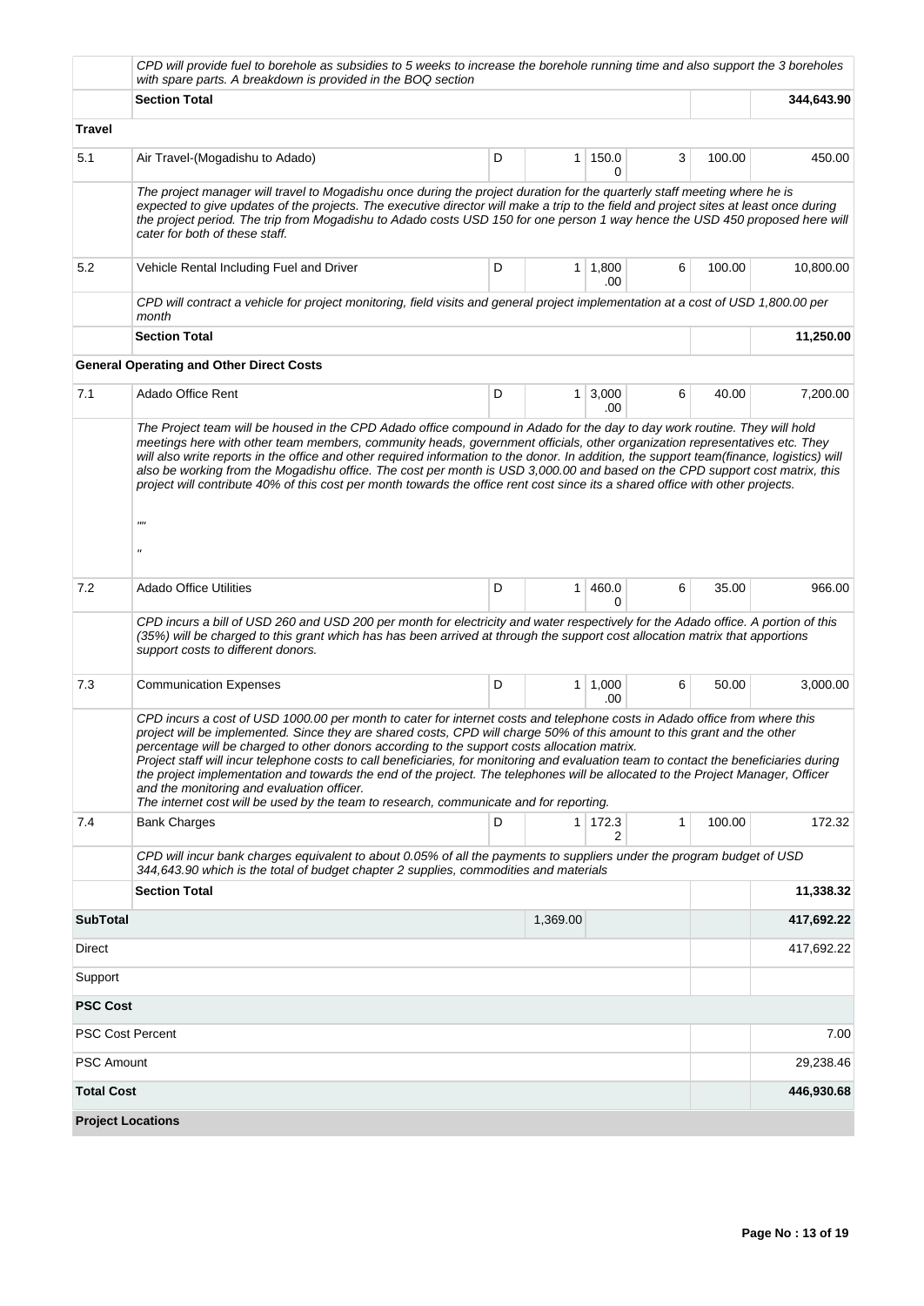| | | | | | | | |
|---|---|---|---|---|---|---|---|
| | *CPD will provide fuel to borehole as subsidies to 5 weeks to increase the borehole running time and also support the 3 boreholes with spare parts. A breakdown is provided in the BOQ section* | | | | | | |
| | **Section Total** | | | | | | **344,643.90** |
| **Travel** | | | | | | | |
| 5.1 | Air Travel-(Mogadishu to Adado) | D | 1 | 150.00 | 3 | 100.00 | 450.00 |
| | *The project manager will travel to Mogadishu once during the project duration for the quarterly staff meeting where he is expected to give updates of the projects. The executive director will make a trip to the field and project sites at least once during the project period. The trip from Mogadishu to Adado costs USD 150 for one person 1 way hence the USD 450 proposed here will cater for both of these staff.* | | | | | | |
| 5.2 | Vehicle Rental Including Fuel and Driver | D | 1 | 1,800.00 | 6 | 100.00 | 10,800.00 |
| | *CPD will contract a vehicle for project monitoring, field visits and general project implementation at a cost of USD 1,800.00 per month* | | | | | | |
| | **Section Total** | | | | | | **11,250.00** |
| | **General Operating and Other Direct Costs** | | | | | | |
| 7.1 | Adado Office Rent | D | 1 | 3,000.00 | 6 | 40.00 | 7,200.00 |
| | *The Project team will be housed in the CPD Adado office compound in Adado for the day to day work routine. They will hold meetings here with other team members, community heads, government officials, other organization representatives etc. They will also write reports in the office and other required information to the donor. In addition, the support team(finance, logistics) will also be working from the Mogadishu office. The cost per month is USD 3,000.00 and based on the CPD support cost matrix, this project will contribute 40% of this cost per month towards the office rent cost since its a shared office with other projects.* <br><br> *""* <br><br> *"* | | | | | | |
| 7.2 | Adado Office Utilities | D | 1 | 460.00 | 6 | 35.00 | 966.00 |
| | *CPD incurs a bill of USD 260 and USD 200 per month for electricity and water respectively for the Adado office. A portion of this (35%) will be charged to this grant which has has been arrived at through the support cost allocation matrix that apportions support costs to different donors.* | | | | | | |
| 7.3 | Communication Expenses | D | 1 | 1,000.00 | 6 | 50.00 | 3,000.00 |
| | *CPD incurs a cost of USD 1000.00 per month to cater for internet costs and telephone costs in Adado office from where this project will be implemented. Since they are shared costs, CPD will charge 50% of this amount to this grant and the other percentage will be charged to other donors according to the support costs allocation matrix.* <br> *Project staff will incur telephone costs to call beneficiaries, for monitoring and evaluation team to contact the beneficiaries during the project implementation and towards the end of the project. The telephones will be allocated to the Project Manager, Officer and the monitoring and evaluation officer.* <br> *The internet cost will be used by the team to research, communicate and for reporting.* | | | | | | |
| 7.4 | Bank Charges | D | 1 | 172.32 | 1 | 100.00 | 172.32 |
| | *CPD will incur bank charges equivalent to about 0.05% of all the payments to suppliers under the program budget of USD 344,643.90 which is the total of budget chapter 2 supplies, commodities and materials* | | | | | | |
| | **Section Total** | | | | | | **11,338.32** |
| **SubTotal** | | 1,369.00 | | | | | **417,692.22** |
| Direct | | | | | | | 417,692.22 |
| Support | | | | | | | |
| **PSC Cost** | | | | | | | |
| PSC Cost Percent | | | | | | | 7.00 |
| PSC Amount | | | | | | | 29,238.46 |
| **Total Cost** | | | | | | | **446,930.68** |

**Project Locations**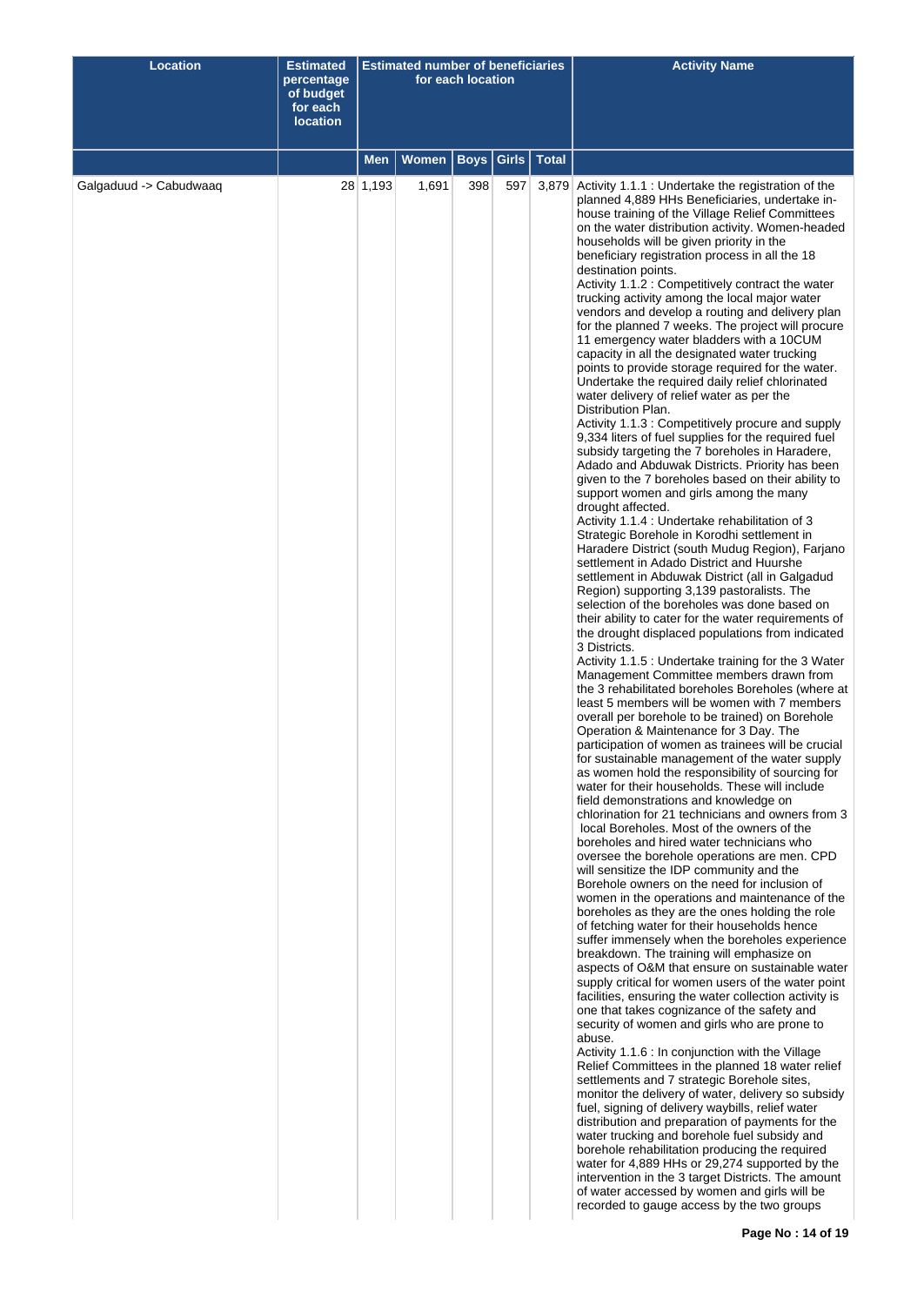| Location | Estimated percentage of budget for each location | Estimated number of beneficiaries for each location | | | | | Activity Name |
|---|---|---|---|---|---|---|---|
| | | Men | Women | Boys | Girls | Total | |
| Galgaduud -> Cabudwaaq | 28 | 1,193 | 1,691 | 398 | 597 | 3,879 | Activity 1.1.1 : Undertake the registration of the planned 4,889 HHs Beneficiaries, undertake in-house training of the Village Relief Committees on the water distribution activity. Women-headed households will be given priority in the beneficiary registration process in all the 18 destination points.<br>Activity 1.1.2 : Competitively contract the water trucking activity among the local major water vendors and develop a routing and delivery plan for the planned 7 weeks. The project will procure 11 emergency water bladders with a 10CUM capacity in all the designated water trucking points to provide storage required for the water. Undertake the required daily relief chlorinated water delivery of relief water as per the Distribution Plan.<br>Activity 1.1.3 : Competitively procure and supply 9,334 liters of fuel supplies for the required fuel subsidy targeting the 7 boreholes in Haradere, Adado and Abduwak Districts. Priority has been given to the 7 boreholes based on their ability to support women and girls among the many drought affected.<br>Activity 1.1.4 : Undertake rehabilitation of 3 Strategic Borehole in Korodhi settlement in Haradere District (south Mudug Region), Farjano settlement in Adado District and Huurshe settlement in Abduwak District (all in Galgadud Region) supporting 3,139 pastoralists. The selection of the boreholes was done based on their ability to cater for the water requirements of the drought displaced populations from indicated 3 Districts.<br>Activity 1.1.5 : Undertake training for the 3 Water Management Committee members drawn from the 3 rehabilitated boreholes Boreholes (where at least 5 members will be women with 7 members overall per borehole to be trained) on Borehole Operation & Maintenance for 3 Day. The participation of women as trainees will be crucial for sustainable management of the water supply as women hold the responsibility of sourcing for water for their households. These will include field demonstrations and knowledge on chlorination for 21 technicians and owners from 3 local Boreholes. Most of the owners of the boreholes and hired water technicians who oversee the borehole operations are men. CPD will sensitize the IDP community and the Borehole owners on the need for inclusion of women in the operations and maintenance of the boreholes as they are the ones holding the role of fetching water for their households hence suffer immensely when the boreholes experience breakdown. The training will emphasize on aspects of O&M that ensure on sustainable water supply critical for women users of the water point facilities, ensuring the water collection activity is one that takes cognizance of the safety and security of women and girls who are prone to abuse.<br>Activity 1.1.6 : In conjunction with the Village Relief Committees in the planned 18 water relief settlements and 7 strategic Borehole sites, monitor the delivery of water, delivery so subsidy fuel, signing of delivery waybills, relief water distribution and preparation of payments for the water trucking and borehole fuel subsidy and borehole rehabilitation producing the required water for 4,889 HHs or 29,274 supported by the intervention in the 3 target Districts. The amount of water accessed by women and girls will be recorded to gauge access by the two groups |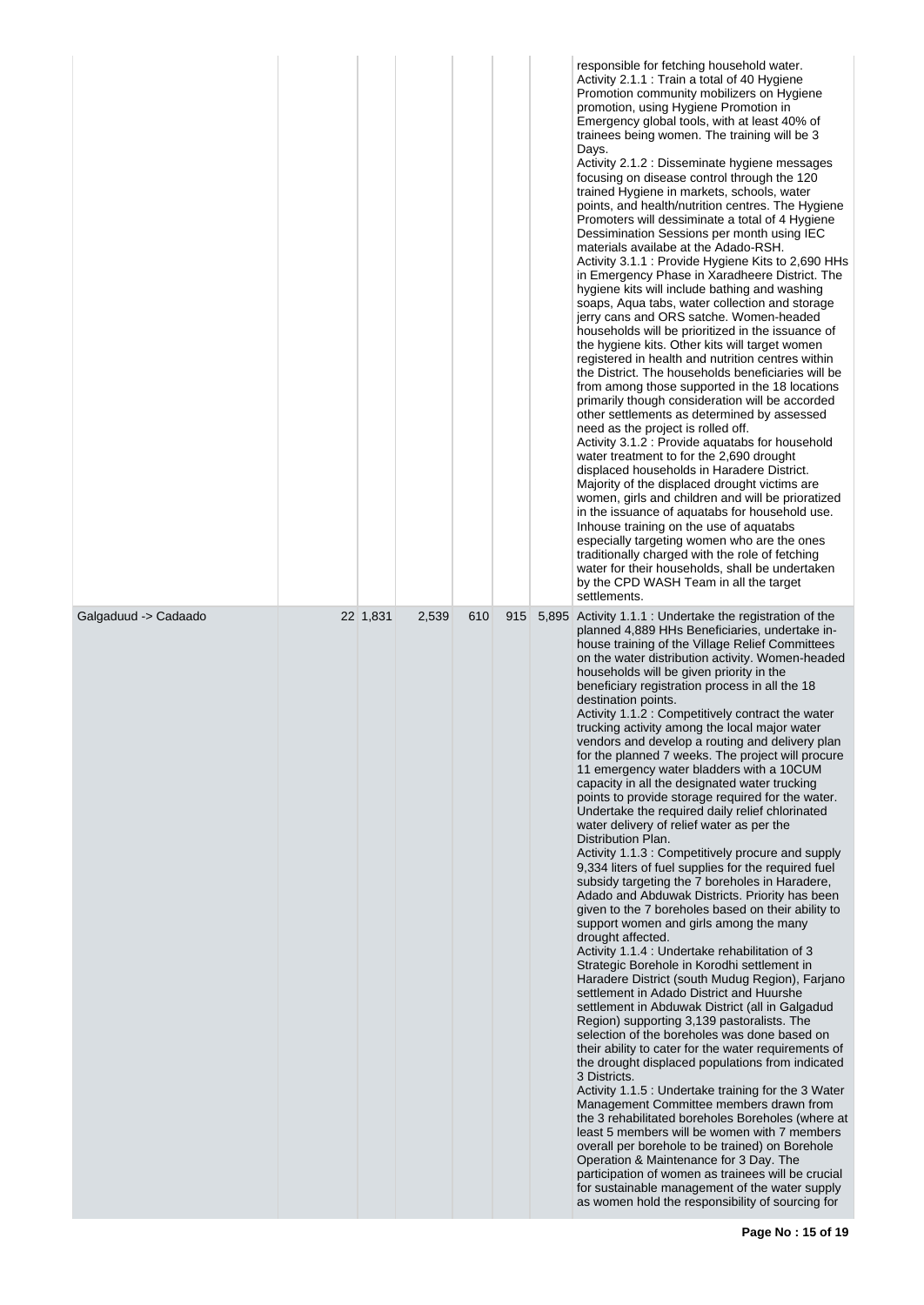| | | | | | | | |
|---|---|---|---|---|---|---|---|
| | | | | | | | responsible for fetching household water.<br>Activity 2.1.1 : Train a total of 40 Hygiene Promotion community mobilizers on Hygiene promotion, using Hygiene Promotion in Emergency global tools, with at least 40% of trainees being women. The training will be 3 Days.<br>Activity 2.1.2 : Disseminate hygiene messages focusing on disease control through the 120 trained Hygiene in markets, schools, water points, and health/nutrition centres. The Hygiene Promoters will dessiminate a total of 4 Hygiene Dessimination Sessions per month using IEC materials availabe at the Adado-RSH.<br>Activity 3.1.1 : Provide Hygiene Kits to 2,690 HHs in Emergency Phase in Xaradheere District. The hygiene kits will include bathing and washing soaps, Aqua tabs, water collection and storage jerry cans and ORS satche. Women-headed households will be prioritized in the issuance of the hygiene kits. Other kits will target women registered in health and nutrition centres within the District. The households beneficiaries will be from among those supported in the 18 locations primarily though consideration will be accorded other settlements as determined by assessed need as the project is rolled off.<br>Activity 3.1.2 : Provide aquatabs for household water treatment to for the 2,690 drought displaced households in Haradere District. Majority of the displaced drought victims are women, girls and children and will be prioratized in the issuance of aquatabs for household use. Inhouse training on the use of aquatabs especially targeting women who are the ones traditionally charged with the role of fetching water for their households, shall be undertaken by the CPD WASH Team in all the target settlements. |
| Galgaduud -> Cadaado | 22 | 1,831 | 2,539 | 610 | 915 | 5,895 | Activity 1.1.1 : Undertake the registration of the planned 4,889 HHs Beneficiaries, undertake in-house training of the Village Relief Committees on the water distribution activity. Women-headed households will be given priority in the beneficiary registration process in all the 18 destination points.<br>Activity 1.1.2 : Competitively contract the water trucking activity among the local major water vendors and develop a routing and delivery plan for the planned 7 weeks. The project will procure 11 emergency water bladders with a 10CUM capacity in all the designated water trucking points to provide storage required for the water. Undertake the required daily relief chlorinated water delivery of relief water as per the Distribution Plan.<br>Activity 1.1.3 : Competitively procure and supply 9,334 liters of fuel supplies for the required fuel subsidy targeting the 7 boreholes in Haradere, Adado and Abduwak Districts. Priority has been given to the 7 boreholes based on their ability to support women and girls among the many drought affected.<br>Activity 1.1.4 : Undertake rehabilitation of 3 Strategic Borehole in Korodhi settlement in Haradere District (south Mudug Region), Farjano settlement in Adado District and Huurshe settlement in Abduwak District (all in Galgadud Region) supporting 3,139 pastoralists. The selection of the boreholes was done based on their ability to cater for the water requirements of the drought displaced populations from indicated 3 Districts.<br>Activity 1.1.5 : Undertake training for the 3 Water Management Committee members drawn from the 3 rehabilitated boreholes Boreholes (where at least 5 members will be women with 7 members overall per borehole to be trained) on Borehole Operation & Maintenance for 3 Day. The participation of women as trainees will be crucial for sustainable management of the water supply as women hold the responsibility of sourcing for |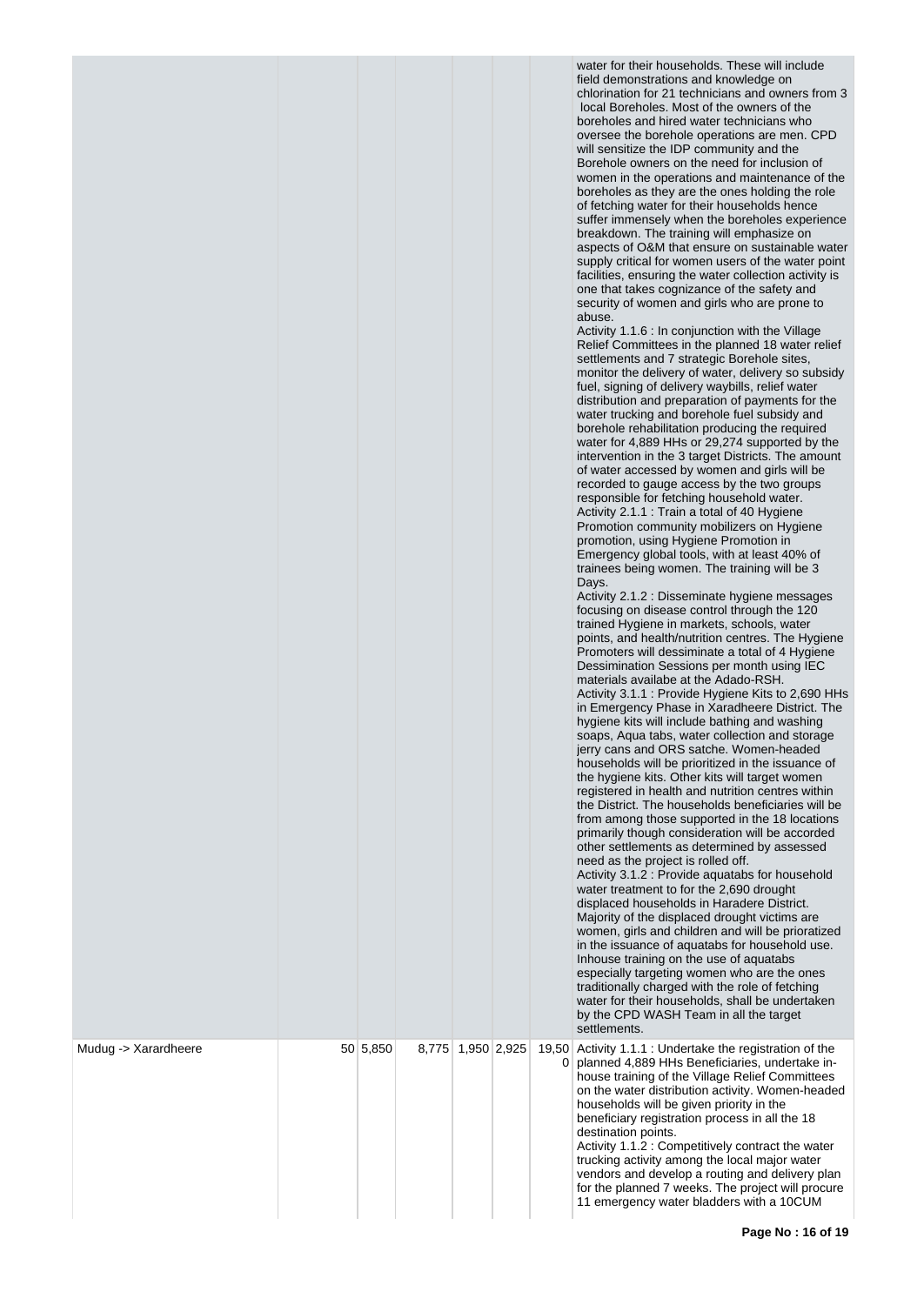| | | | | | | |
|---|---|---|---|---|---|---|
| | | | | | | water for their households. These will include field demonstrations and knowledge on chlorination for 21 technicians and owners from 3 local Boreholes. Most of the owners of the boreholes and hired water technicians who oversee the borehole operations are men. CPD will sensitize the IDP community and the Borehole owners on the need for inclusion of women in the operations and maintenance of the boreholes as they are the ones holding the role of fetching water for their households hence suffer immensely when the boreholes experience breakdown. The training will emphasize on aspects of O&M that ensure on sustainable water supply critical for women users of the water point facilities, ensuring the water collection activity is one that takes cognizance of the safety and security of women and girls who are prone to abuse.<br>Activity 1.1.6 : In conjunction with the Village Relief Committees in the planned 18 water relief settlements and 7 strategic Borehole sites, monitor the delivery of water, delivery so subsidy fuel, signing of delivery waybills, relief water distribution and preparation of payments for the water trucking and borehole fuel subsidy and borehole rehabilitation producing the required water for 4,889 HHs or 29,274 supported by the intervention in the 3 target Districts. The amount of water accessed by women and girls will be recorded to gauge access by the two groups responsible for fetching household water.<br>Activity 2.1.1 : Train a total of 40 Hygiene Promotion community mobilizers on Hygiene promotion, using Hygiene Promotion in Emergency global tools, with at least 40% of trainees being women. The training will be 3 Days.<br>Activity 2.1.2 : Disseminate hygiene messages focusing on disease control through the 120 trained Hygiene in markets, schools, water points, and health/nutrition centres. The Hygiene Promoters will dessiminate a total of 4 Hygiene Dessimination Sessions per month using IEC materials availabe at the Adado-RSH.<br>Activity 3.1.1 : Provide Hygiene Kits to 2,690 HHs in Emergency Phase in Xaradheere District. The hygiene kits will include bathing and washing soaps, Aqua tabs, water collection and storage jerry cans and ORS satche. Women-headed households will be prioritized in the issuance of the hygiene kits. Other kits will target women registered in health and nutrition centres within the District. The households beneficiaries will be from among those supported in the 18 locations primarily though consideration will be accorded other settlements as determined by assessed need as the project is rolled off.<br>Activity 3.1.2 : Provide aquatabs for household water treatment to for the 2,690 drought displaced households in Haradere District. Majority of the displaced drought victims are women, girls and children and will be prioratized in the issuance of aquatabs for household use. Inhouse training on the use of aquatabs especially targeting women who are the ones traditionally charged with the role of fetching water for their households, shall be undertaken by the CPD WASH Team in all the target settlements. |
| Mudug -> Xarardheere | 50 | 5,850 | 8,775 | 1,950 | 2,925 | 19,500 | Activity 1.1.1 : Undertake the registration of the planned 4,889 HHs Beneficiaries, undertake in-house training of the Village Relief Committees on the water distribution activity. Women-headed households will be given priority in the beneficiary registration process in all the 18 destination points.<br>Activity 1.1.2 : Competitively contract the water trucking activity among the local major water vendors and develop a routing and delivery plan for the planned 7 weeks. The project will procure 11 emergency water bladders with a 10CUM |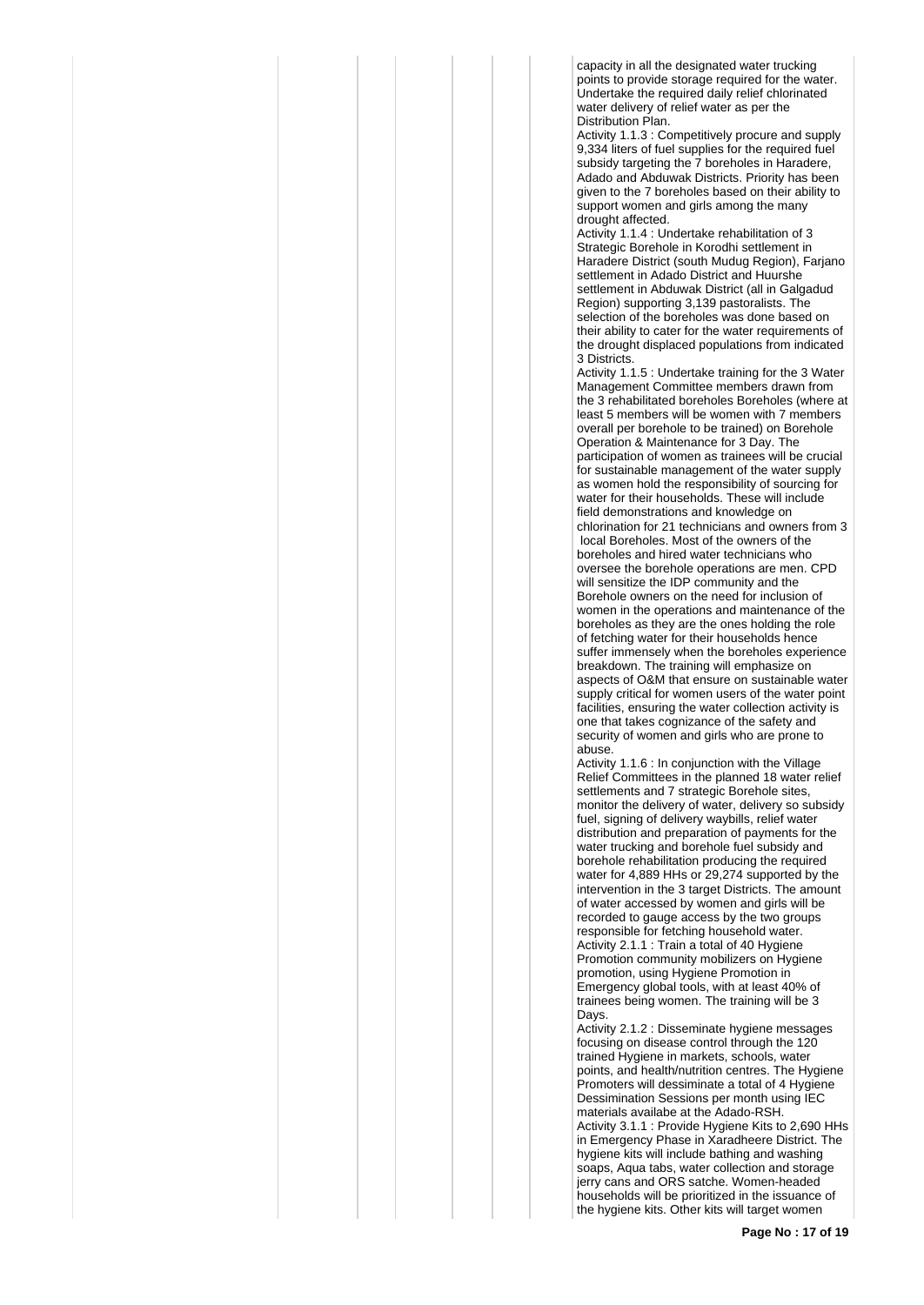capacity in all the designated water trucking points to provide storage required for the water. Undertake the required daily relief chlorinated water delivery of relief water as per the Distribution Plan.

Activity 1.1.3 : Competitively procure and supply 9,334 liters of fuel supplies for the required fuel subsidy targeting the 7 boreholes in Haradere, Adado and Abduwak Districts. Priority has been given to the 7 boreholes based on their ability to support women and girls among the many drought affected.

Activity 1.1.4 : Undertake rehabilitation of 3 Strategic Borehole in Korodhi settlement in Haradere District (south Mudug Region), Farjano settlement in Adado District and Huurshe settlement in Abduwak District (all in Galgadud Region) supporting 3,139 pastoralists. The selection of the boreholes was done based on their ability to cater for the water requirements of the drought displaced populations from indicated 3 Districts.

Activity 1.1.5 : Undertake training for the 3 Water Management Committee members drawn from the 3 rehabilitated boreholes Boreholes (where at least 5 members will be women with 7 members overall per borehole to be trained) on Borehole Operation & Maintenance for 3 Day. The participation of women as trainees will be crucial for sustainable management of the water supply as women hold the responsibility of sourcing for water for their households. These will include field demonstrations and knowledge on chlorination for 21 technicians and owners from 3 local Boreholes. Most of the owners of the boreholes and hired water technicians who oversee the borehole operations are men. CPD will sensitize the IDP community and the Borehole owners on the need for inclusion of women in the operations and maintenance of the boreholes as they are the ones holding the role of fetching water for their households hence suffer immensely when the boreholes experience breakdown. The training will emphasize on aspects of O&M that ensure on sustainable water supply critical for women users of the water point facilities, ensuring the water collection activity is one that takes cognizance of the safety and security of women and girls who are prone to abuse.

Activity 1.1.6 : In conjunction with the Village Relief Committees in the planned 18 water relief settlements and 7 strategic Borehole sites, monitor the delivery of water, delivery so subsidy fuel, signing of delivery waybills, relief water distribution and preparation of payments for the water trucking and borehole fuel subsidy and borehole rehabilitation producing the required water for 4,889 HHs or 29,274 supported by the intervention in the 3 target Districts. The amount of water accessed by women and girls will be recorded to gauge access by the two groups responsible for fetching household water.

Activity 2.1.1 : Train a total of 40 Hygiene Promotion community mobilizers on Hygiene promotion, using Hygiene Promotion in Emergency global tools, with at least 40% of trainees being women. The training will be 3 Days.

Activity 2.1.2 : Disseminate hygiene messages focusing on disease control through the 120 trained Hygiene in markets, schools, water points, and health/nutrition centres. The Hygiene Promoters will dessiminate a total of 4 Hygiene Dessimination Sessions per month using IEC materials availabe at the Adado-RSH.

Activity 3.1.1 : Provide Hygiene Kits to 2,690 HHs in Emergency Phase in Xaradheere District. The hygiene kits will include bathing and washing soaps, Aqua tabs, water collection and storage jerry cans and ORS satche. Women-headed households will be prioritized in the issuance of the hygiene kits. Other kits will target women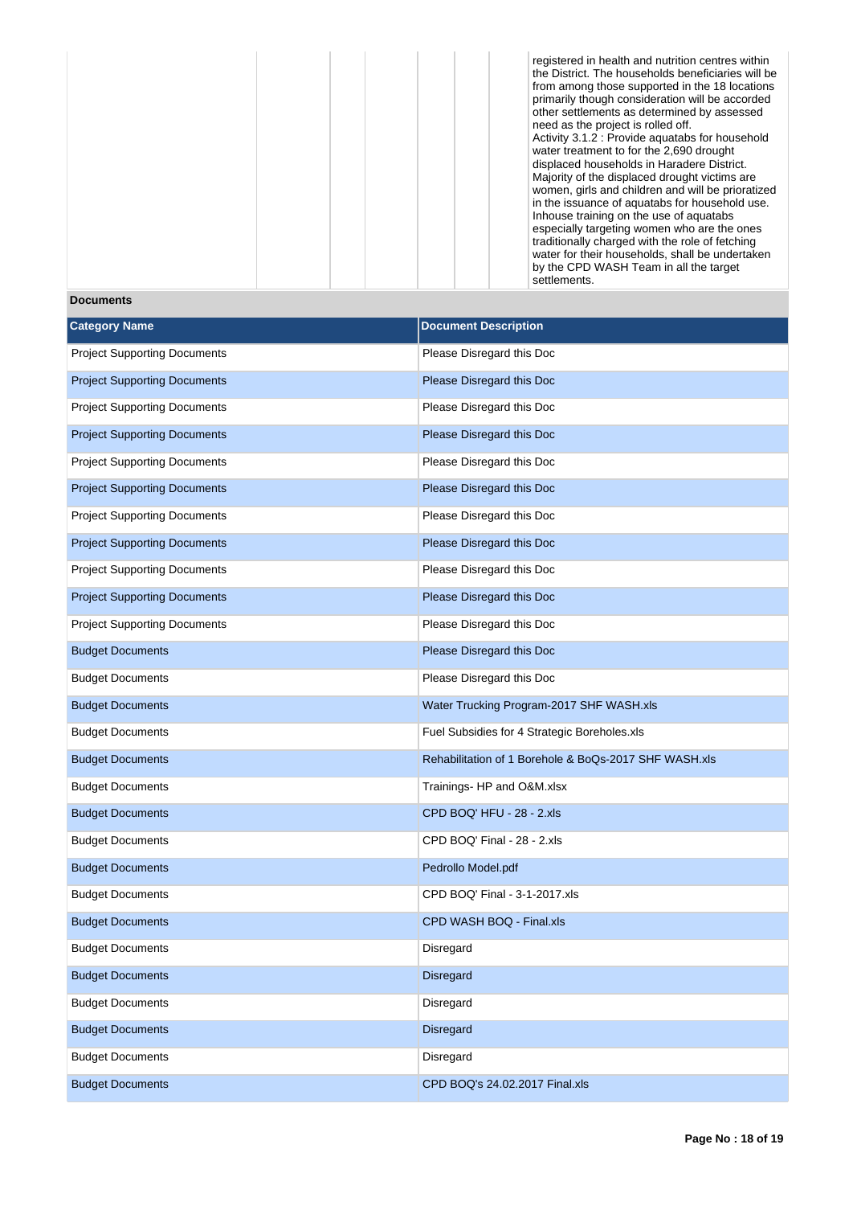| | | | | | | | |
|---|---|---|---|---|---|---|---|
| | | | | | | | registered in health and nutrition centres within the District. The households beneficiaries will be from among those supported in the 18 locations primarily though consideration will be accorded other settlements as determined by assessed need as the project is rolled off.<br>Activity 3.1.2 : Provide aquatabs for household water treatment to for the 2,690 drought displaced households in Haradere District. Majority of the displaced drought victims are women, girls and children and will be priorazited in the issuance of aquatabs for household use. Inhouse training on the use of aquatabs especially targeting women who are the ones traditionally charged with the role of fetching water for their households, shall be undertaken by the CPD WASH Team in all the target settlements. |

**Documents**

| Category Name | Document Description |
|---|---|
| Project Supporting Documents | Please Disregard this Doc |
| Project Supporting Documents | Please Disregard this Doc |
| Project Supporting Documents | Please Disregard this Doc |
| Project Supporting Documents | Please Disregard this Doc |
| Project Supporting Documents | Please Disregard this Doc |
| Project Supporting Documents | Please Disregard this Doc |
| Project Supporting Documents | Please Disregard this Doc |
| Project Supporting Documents | Please Disregard this Doc |
| Project Supporting Documents | Please Disregard this Doc |
| Project Supporting Documents | Please Disregard this Doc |
| Project Supporting Documents | Please Disregard this Doc |
| Budget Documents | Please Disregard this Doc |
| Budget Documents | Please Disregard this Doc |
| Budget Documents | Water Trucking Program-2017 SHF WASH.xls |
| Budget Documents | Fuel Subsidies for 4 Strategic Boreholes.xls |
| Budget Documents | Rehabilitation of 1 Borehole & BoQs-2017 SHF WASH.xls |
| Budget Documents | Trainings- HP and O&M.xlsx |
| Budget Documents | CPD BOQ' HFU - 28 - 2.xls |
| Budget Documents | CPD BOQ' Final - 28 - 2.xls |
| Budget Documents | Pedrollo Model.pdf |
| Budget Documents | CPD BOQ' Final - 3-1-2017.xls |
| Budget Documents | CPD WASH BOQ - Final.xls |
| Budget Documents | Disregard |
| Budget Documents | Disregard |
| Budget Documents | Disregard |
| Budget Documents | Disregard |
| Budget Documents | Disregard |
| Budget Documents | CPD BOQ's 24.02.2017 Final.xls |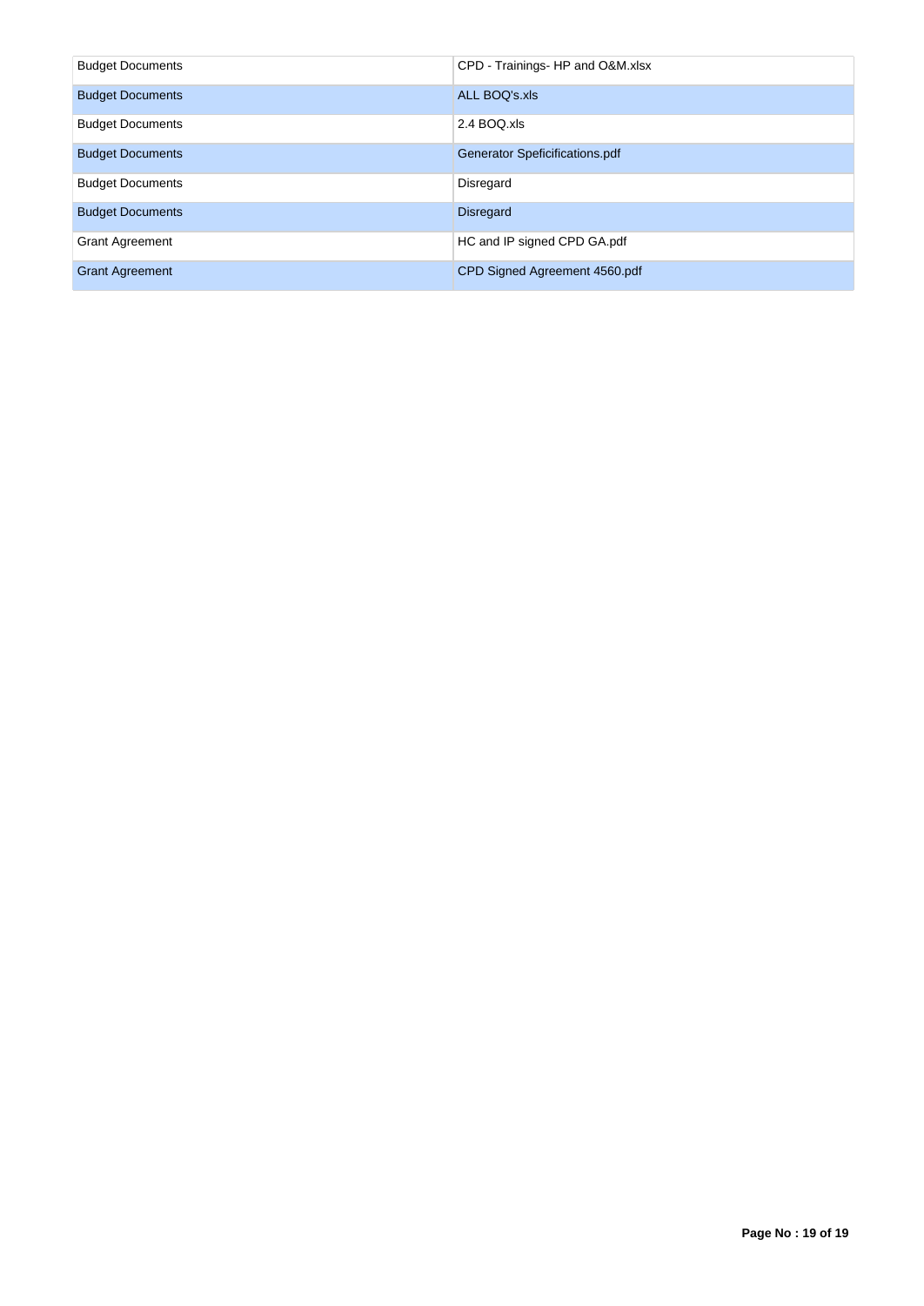| | |
|---|---|
| Budget Documents | CPD - Trainings- HP and O&M.xlsx |
| Budget Documents | ALL BOQ's.xls |
| Budget Documents | 2.4 BOQ.xls |
| Budget Documents | Generator Speficifications.pdf |
| Budget Documents | Disregard |
| Budget Documents | Disregard |
| Grant Agreement | HC and IP signed CPD GA.pdf |
| Grant Agreement | CPD Signed Agreement 4560.pdf |